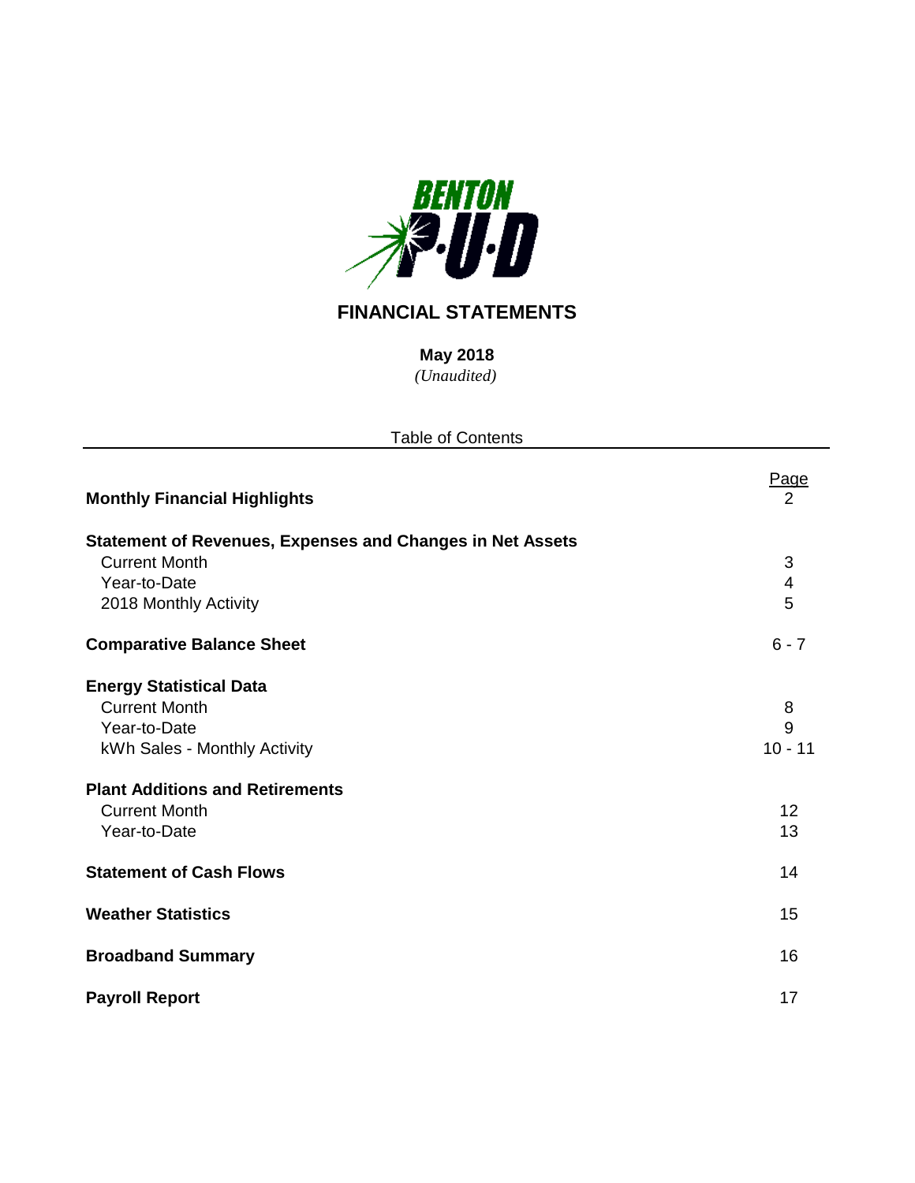BENTON P·U·D

# FINANCIAL STATEMENTS

**May 2018**
*(Unaudited)*

Table of Contents

| | Page |
|---|---|
| **Monthly Financial Highlights** | 2 |
| **Statement of Revenues, Expenses and Changes in Net Assets** | |
| Current Month | 3 |
| Year-to-Date | 4 |
| 2018 Monthly Activity | 5 |
| **Comparative Balance Sheet** | 6 - 7 |
| **Energy Statistical Data** | |
| Current Month | 8 |
| Year-to-Date | 9 |
| kWh Sales - Monthly Activity | 10 - 11 |
| **Plant Additions and Retirements** | |
| Current Month | 12 |
| Year-to-Date | 13 |
| **Statement of Cash Flows** | 14 |
| **Weather Statistics** | 15 |
| **Broadband Summary** | 16 |
| **Payroll Report** | 17 |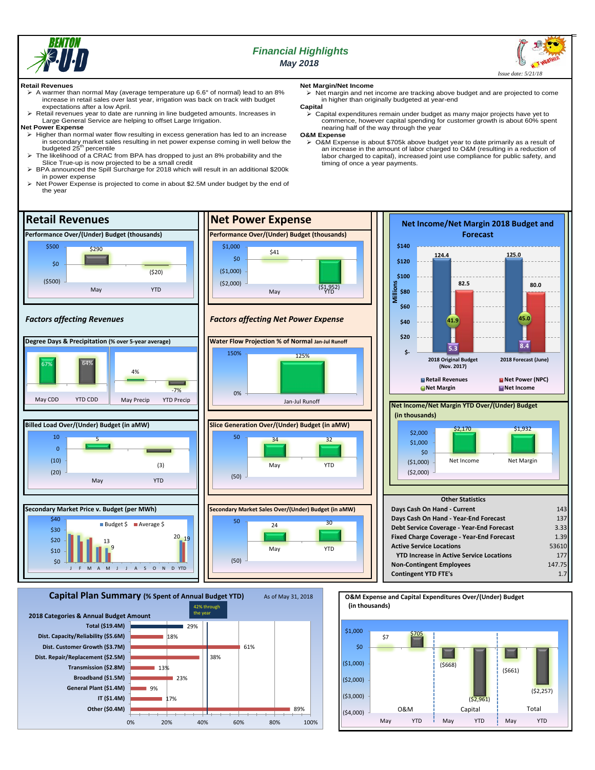# Financial Highlights

## May 2018

*Issue date: 5/21/18*

**Retail Revenues**

- A warmer than normal May (average temperature up 6.6° of normal) lead to an 8% increase in retail sales over last year, irrigation was back on track with budget expectations after a low April.
- Retail revenues year to date are running in line budgeted amounts. Increases in Large General Service are helping to offset Large Irrigation.

**Net Power Expense**

- Higher than normal water flow resulting in excess generation has led to an increase in secondary market sales resulting in net power expense coming in well below the budgeted 25th percentile
- The likelihood of a CRAC from BPA has dropped to just an 8% probability and the Slice True-up is now projected to be a small credit
- BPA announced the Spill Surcharge for 2018 which will result in an additional $200k in power expense
- Net Power Expense is projected to come in about $2.5M under budget by the end of the year

**Net Margin/Net Income**

- Net margin and net income are tracking above budget and are projected to come in higher than originally budgeted at year-end

**Capital**

- Capital expenditures remain under budget as many major projects have yet to commence, however capital spending for customer growth is about 60% spent nearing half of the way through the year

**O&M Expense**

- O&M Expense is about $705k above budget year to date primarily as a result of an increase in the amount of labor charged to O&M (resulting in a reduction of labor charged to capital), increased joint use compliance for public safety, and timing of once a year payments.

## Retail Revenues

**Performance Over/(Under) Budget (thousands)**

| | May | YTD |
|---|---|---|
| Over/(Under) | $290 | ($20) |

### Factors affecting Revenues

**Degree Days & Precipitation (% over 5-year average)**

| May CDD | YTD CDD | May Precip | YTD Precip |
|---|---|---|---|
| 67% | 64% | 4% | -7% |

**Billed Load Over/(Under) Budget (in aMW)**

| May | YTD |
|---|---|
| 5 | (3) |

**Secondary Market Price v. Budget (per MWh)**

| | J | F | M | A | M | J | J | A | S | O | N | D | YTD |
|---|---|---|---|---|---|---|---|---|---|---|---|---|---|
| Average $ (labeled) | | | | 13 | 9 | | | | | | | | 19 |
| Budget $ (labeled) | | | | | | | | | | | | | 20 |

## Net Power Expense

**Performance Over/(Under) Budget (thousands)**

| May | YTD |
|---|---|
| $41 | ($1,952) |

### Factors affecting Net Power Expense

**Water Flow Projection % of Normal Jan-Jul Runoff**

| Jan-Jul Runoff |
|---|
| 125% |

**Slice Generation Over/(Under) Budget (in aMW)**

| May | YTD |
|---|---|
| 34 | 32 |

**Secondary Market Sales Over/(Under) Budget (in aMW)**

| May | YTD |
|---|---|
| 24 | 30 |

## Net Income/Net Margin 2018 Budget and Forecast

(Millions)

| | Retail Revenues | Net Power (NPC) | Net Margin | Net Income |
|---|---|---|---|---|
| 2018 Original Budget (Nov. 2017) | 124.4 | 82.5 | 41.9 | 5.3 |
| 2018 Forecast (June) | 125.0 | 80.0 | 45.0 | 8.4 |

**Net Income/Net Margin YTD Over/(Under) Budget (in thousands)**

| Net Income | Net Margin |
|---|---|
| $2,170 | $1,932 |

**Other Statistics**

| | |
|---|---|
| Days Cash On Hand - Current | 143 |
| Days Cash On Hand - Year-End Forecast | 137 |
| Debt Service Coverage - Year-End Forecast | 3.33 |
| Fixed Charge Coverage - Year-End Forecast | 1.39 |
| Active Service Locations | 53610 |
| YTD Increase in Active Service Locations | 177 |
| Non-Contingent Employees | 147.75 |
| Contingent YTD FTE's | 1.7 |

## Capital Plan Summary (% Spent of Annual Budget YTD)

As of May 31, 2018 — 42% through the year

| 2018 Categories & Annual Budget Amount | % Spent |
|---|---|
| Total ($19.4M) | 29% |
| Dist. Capacity/Reliability ($5.6M) | 18% |
| Dist. Customer Growth ($3.7M) | 61% |
| Dist. Repair/Replacement ($2.5M) | 38% |
| Transmission ($2.8M) | 13% |
| Broadband ($1.5M) | 23% |
| General Plant ($1.4M) | 9% |
| IT ($1.4M) | 17% |
| Other ($0.4M) | 89% |

**O&M Expense and Capital Expenditures Over/(Under) Budget (in thousands)**

| | May | YTD |
|---|---|---|
| O&M | $7 | $705 |
| Capital | ($668) | ($2,961) |
| Total | ($661) | ($2,257) |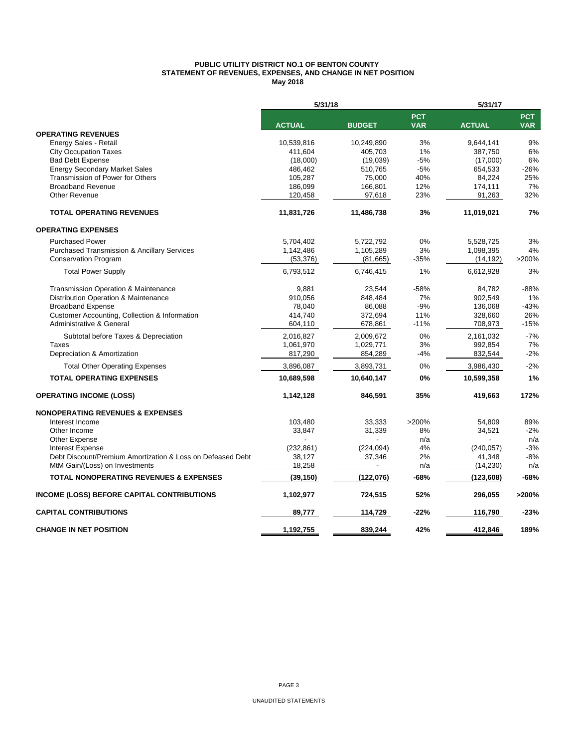**PUBLIC UTILITY DISTRICT NO.1 OF BENTON COUNTY**
**STATEMENT OF REVENUES, EXPENSES, AND CHANGE IN NET POSITION**
**May 2018**

| | 5/31/18 | | | 5/31/17 | |
|---|---|---|---|---|---|
| | **ACTUAL** | **BUDGET** | **PCT VAR** | **ACTUAL** | **PCT VAR** |
| **OPERATING REVENUES** | | | | | |
| Energy Sales - Retail | 10,539,816 | 10,249,890 | 3% | 9,644,141 | 9% |
| City Occupation Taxes | 411,604 | 405,703 | 1% | 387,750 | 6% |
| Bad Debt Expense | (18,000) | (19,039) | -5% | (17,000) | 6% |
| Energy Secondary Market Sales | 486,462 | 510,765 | -5% | 654,533 | -26% |
| Transmission of Power for Others | 105,287 | 75,000 | 40% | 84,224 | 25% |
| Broadband Revenue | 186,099 | 166,801 | 12% | 174,111 | 7% |
| Other Revenue | 120,458 | 97,618 | 23% | 91,263 | 32% |
| **TOTAL OPERATING REVENUES** | **11,831,726** | **11,486,738** | **3%** | **11,019,021** | **7%** |
| **OPERATING EXPENSES** | | | | | |
| Purchased Power | 5,704,402 | 5,722,792 | 0% | 5,528,725 | 3% |
| Purchased Transmission & Ancillary Services | 1,142,486 | 1,105,289 | 3% | 1,098,395 | 4% |
| Conservation Program | (53,376) | (81,665) | -35% | (14,192) | >200% |
| Total Power Supply | 6,793,512 | 6,746,415 | 1% | 6,612,928 | 3% |
| Transmission Operation & Maintenance | 9,881 | 23,544 | -58% | 84,782 | -88% |
| Distribution Operation & Maintenance | 910,056 | 848,484 | 7% | 902,549 | 1% |
| Broadband Expense | 78,040 | 86,088 | -9% | 136,068 | -43% |
| Customer Accounting, Collection & Information | 414,740 | 372,694 | 11% | 328,660 | 26% |
| Administrative & General | 604,110 | 678,861 | -11% | 708,973 | -15% |
| Subtotal before Taxes & Depreciation | 2,016,827 | 2,009,672 | 0% | 2,161,032 | -7% |
| Taxes | 1,061,970 | 1,029,771 | 3% | 992,854 | 7% |
| Depreciation & Amortization | 817,290 | 854,289 | -4% | 832,544 | -2% |
| Total Other Operating Expenses | 3,896,087 | 3,893,731 | 0% | 3,986,430 | -2% |
| **TOTAL OPERATING EXPENSES** | **10,689,598** | **10,640,147** | **0%** | **10,599,358** | **1%** |
| **OPERATING INCOME (LOSS)** | **1,142,128** | **846,591** | **35%** | **419,663** | **172%** |
| **NONOPERATING REVENUES & EXPENSES** | | | | | |
| Interest Income | 103,480 | 33,333 | >200% | 54,809 | 89% |
| Other Income | 33,847 | 31,339 | 8% | 34,521 | -2% |
| Other Expense | - | - | n/a | - | n/a |
| Interest Expense | (232,861) | (224,094) | 4% | (240,057) | -3% |
| Debt Discount/Premium Amortization & Loss on Defeased Debt | 38,127 | 37,346 | 2% | 41,348 | -8% |
| MtM Gain/(Loss) on Investments | 18,258 | - | n/a | (14,230) | n/a |
| **TOTAL NONOPERATING REVENUES & EXPENSES** | **(39,150)** | **(122,076)** | **-68%** | **(123,608)** | **-68%** |
| **INCOME (LOSS) BEFORE CAPITAL CONTRIBUTIONS** | **1,102,977** | **724,515** | **52%** | **296,055** | **>200%** |
| **CAPITAL CONTRIBUTIONS** | **89,777** | **114,729** | **-22%** | **116,790** | **-23%** |
| **CHANGE IN NET POSITION** | **1,192,755** | **839,244** | **42%** | **412,846** | **189%** |

UNAUDITED STATEMENTS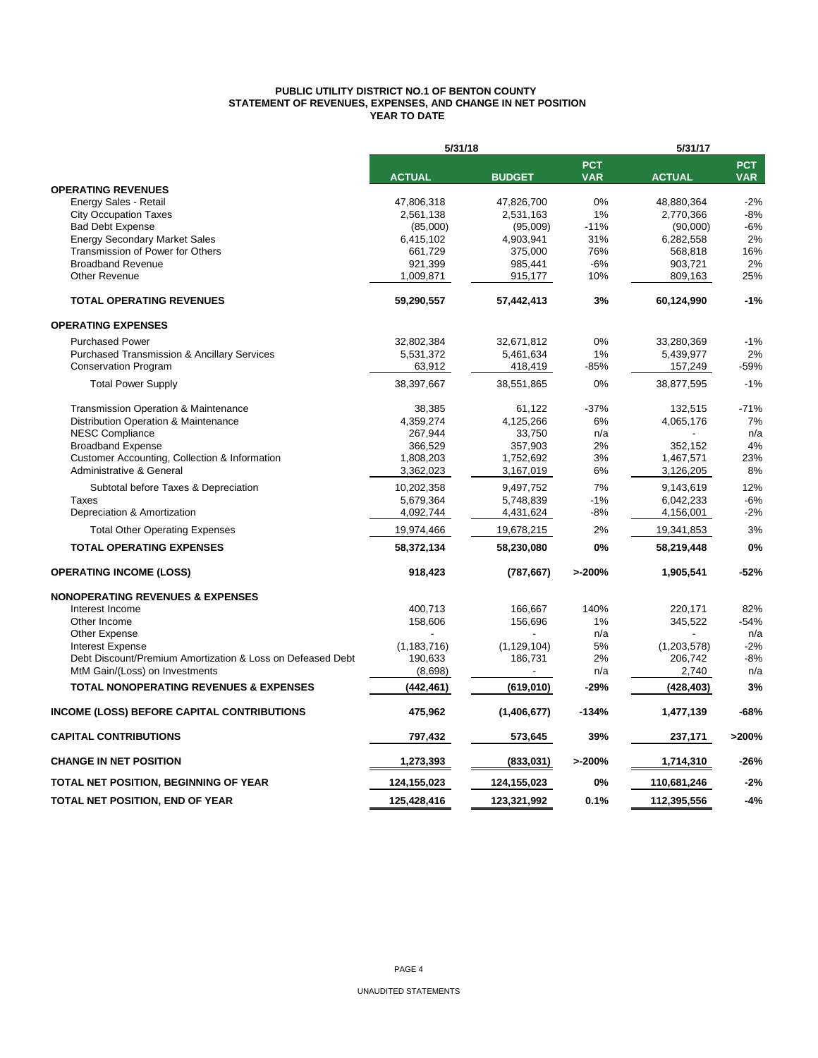**PUBLIC UTILITY DISTRICT NO.1 OF BENTON COUNTY**
**STATEMENT OF REVENUES, EXPENSES, AND CHANGE IN NET POSITION**
**YEAR TO DATE**

| | 5/31/18 | | | 5/31/17 | |
|---|---|---|---|---|---|
| | **ACTUAL** | **BUDGET** | **PCT VAR** | **ACTUAL** | **PCT VAR** |
| **OPERATING REVENUES** | | | | | |
| Energy Sales - Retail | 47,806,318 | 47,826,700 | 0% | 48,880,364 | -2% |
| City Occupation Taxes | 2,561,138 | 2,531,163 | 1% | 2,770,366 | -8% |
| Bad Debt Expense | (85,000) | (95,009) | -11% | (90,000) | -6% |
| Energy Secondary Market Sales | 6,415,102 | 4,903,941 | 31% | 6,282,558 | 2% |
| Transmission of Power for Others | 661,729 | 375,000 | 76% | 568,818 | 16% |
| Broadband Revenue | 921,399 | 985,441 | -6% | 903,721 | 2% |
| Other Revenue | 1,009,871 | 915,177 | 10% | 809,163 | 25% |
| **TOTAL OPERATING REVENUES** | **59,290,557** | **57,442,413** | **3%** | **60,124,990** | **-1%** |
| **OPERATING EXPENSES** | | | | | |
| Purchased Power | 32,802,384 | 32,671,812 | 0% | 33,280,369 | -1% |
| Purchased Transmission & Ancillary Services | 5,531,372 | 5,461,634 | 1% | 5,439,977 | 2% |
| Conservation Program | 63,912 | 418,419 | -85% | 157,249 | -59% |
| Total Power Supply | 38,397,667 | 38,551,865 | 0% | 38,877,595 | -1% |
| Transmission Operation & Maintenance | 38,385 | 61,122 | -37% | 132,515 | -71% |
| Distribution Operation & Maintenance | 4,359,274 | 4,125,266 | 6% | 4,065,176 | 7% |
| NESC Compliance | 267,944 | 33,750 | n/a | - | n/a |
| Broadband Expense | 366,529 | 357,903 | 2% | 352,152 | 4% |
| Customer Accounting, Collection & Information | 1,808,203 | 1,752,692 | 3% | 1,467,571 | 23% |
| Administrative & General | 3,362,023 | 3,167,019 | 6% | 3,126,205 | 8% |
| Subtotal before Taxes & Depreciation | 10,202,358 | 9,497,752 | 7% | 9,143,619 | 12% |
| Taxes | 5,679,364 | 5,748,839 | -1% | 6,042,233 | -6% |
| Depreciation & Amortization | 4,092,744 | 4,431,624 | -8% | 4,156,001 | -2% |
| Total Other Operating Expenses | 19,974,466 | 19,678,215 | 2% | 19,341,853 | 3% |
| **TOTAL OPERATING EXPENSES** | **58,372,134** | **58,230,080** | **0%** | **58,219,448** | **0%** |
| **OPERATING INCOME (LOSS)** | **918,423** | **(787,667)** | **>-200%** | **1,905,541** | **-52%** |
| **NONOPERATING REVENUES & EXPENSES** | | | | | |
| Interest Income | 400,713 | 166,667 | 140% | 220,171 | 82% |
| Other Income | 158,606 | 156,696 | 1% | 345,522 | -54% |
| Other Expense | - | - | n/a | - | n/a |
| Interest Expense | (1,183,716) | (1,129,104) | 5% | (1,203,578) | -2% |
| Debt Discount/Premium Amortization & Loss on Defeased Debt | 190,633 | 186,731 | 2% | 206,742 | -8% |
| MtM Gain/(Loss) on Investments | (8,698) | - | n/a | 2,740 | n/a |
| **TOTAL NONOPERATING REVENUES & EXPENSES** | **(442,461)** | **(619,010)** | **-29%** | **(428,403)** | **3%** |
| **INCOME (LOSS) BEFORE CAPITAL CONTRIBUTIONS** | **475,962** | **(1,406,677)** | **-134%** | **1,477,139** | **-68%** |
| **CAPITAL CONTRIBUTIONS** | **797,432** | **573,645** | **39%** | **237,171** | **>200%** |
| **CHANGE IN NET POSITION** | **1,273,393** | **(833,031)** | **>-200%** | **1,714,310** | **-26%** |
| **TOTAL NET POSITION, BEGINNING OF YEAR** | **124,155,023** | **124,155,023** | **0%** | **110,681,246** | **-2%** |
| **TOTAL NET POSITION, END OF YEAR** | **125,428,416** | **123,321,992** | **0.1%** | **112,395,556** | **-4%** |

UNAUDITED STATEMENTS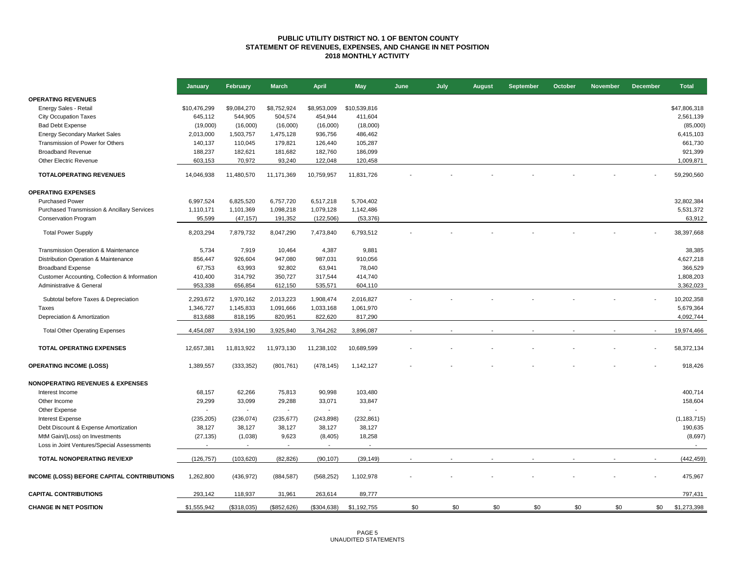# PUBLIC UTILITY DISTRICT NO. 1 OF BENTON COUNTY
## STATEMENT OF REVENUES, EXPENSES, AND CHANGE IN NET POSITION
### 2018 MONTHLY ACTIVITY

| | January | February | March | April | May | June | July | August | September | October | November | December | Total |
|---|---|---|---|---|---|---|---|---|---|---|---|---|---|
| **OPERATING REVENUES** | | | | | | | | | | | | | |
| Energy Sales - Retail | $10,476,299 | $9,084,270 | $8,752,924 | $8,953,009 | $10,539,816 | | | | | | | | $47,806,318 |
| City Occupation Taxes | 645,112 | 544,905 | 504,574 | 454,944 | 411,604 | | | | | | | | 2,561,139 |
| Bad Debt Expense | (19,000) | (16,000) | (16,000) | (16,000) | (18,000) | | | | | | | | (85,000) |
| Energy Secondary Market Sales | 2,013,000 | 1,503,757 | 1,475,128 | 936,756 | 486,462 | | | | | | | | 6,415,103 |
| Transmission of Power for Others | 140,137 | 110,045 | 179,821 | 126,440 | 105,287 | | | | | | | | 661,730 |
| Broadband Revenue | 188,237 | 182,621 | 181,682 | 182,760 | 186,099 | | | | | | | | 921,399 |
| Other Electric Revenue | 603,153 | 70,972 | 93,240 | 122,048 | 120,458 | | | | | | | | 1,009,871 |
| **TOTALOPERATING REVENUES** | 14,046,938 | 11,480,570 | 11,171,369 | 10,759,957 | 11,831,726 | - | - | - | - | - | - | - | 59,290,560 |
| **OPERATING EXPENSES** | | | | | | | | | | | | | |
| Purchased Power | 6,997,524 | 6,825,520 | 6,757,720 | 6,517,218 | 5,704,402 | | | | | | | | 32,802,384 |
| Purchased Transmission & Ancillary Services | 1,110,171 | 1,101,369 | 1,098,218 | 1,079,128 | 1,142,486 | | | | | | | | 5,531,372 |
| Conservation Program | 95,599 | (47,157) | 191,352 | (122,506) | (53,376) | | | | | | | | 63,912 |
| Total Power Supply | 8,203,294 | 7,879,732 | 8,047,290 | 7,473,840 | 6,793,512 | - | - | - | - | - | - | - | 38,397,668 |
| Transmission Operation & Maintenance | 5,734 | 7,919 | 10,464 | 4,387 | 9,881 | | | | | | | | 38,385 |
| Distribution Operation & Maintenance | 856,447 | 926,604 | 947,080 | 987,031 | 910,056 | | | | | | | | 4,627,218 |
| Broadband Expense | 67,753 | 63,993 | 92,802 | 63,941 | 78,040 | | | | | | | | 366,529 |
| Customer Accounting, Collection & Information | 410,400 | 314,792 | 350,727 | 317,544 | 414,740 | | | | | | | | 1,808,203 |
| Administrative & General | 953,338 | 656,854 | 612,150 | 535,571 | 604,110 | | | | | | | | 3,362,023 |
| Subtotal before Taxes & Depreciation | 2,293,672 | 1,970,162 | 2,013,223 | 1,908,474 | 2,016,827 | - | - | - | - | - | - | - | 10,202,358 |
| Taxes | 1,346,727 | 1,145,833 | 1,091,666 | 1,033,168 | 1,061,970 | | | | | | | | 5,679,364 |
| Depreciation & Amortization | 813,688 | 818,195 | 820,951 | 822,620 | 817,290 | | | | | | | | 4,092,744 |
| Total Other Operating Expenses | 4,454,087 | 3,934,190 | 3,925,840 | 3,764,262 | 3,896,087 | - | - | - | - | - | - | - | 19,974,466 |
| **TOTAL OPERATING EXPENSES** | 12,657,381 | 11,813,922 | 11,973,130 | 11,238,102 | 10,689,599 | - | - | - | - | - | - | - | 58,372,134 |
| **OPERATING INCOME (LOSS)** | 1,389,557 | (333,352) | (801,761) | (478,145) | 1,142,127 | - | - | - | - | - | - | - | 918,426 |
| **NONOPERATING REVENUES & EXPENSES** | | | | | | | | | | | | | |
| Interest Income | 68,157 | 62,266 | 75,813 | 90,998 | 103,480 | | | | | | | | 400,714 |
| Other Income | 29,299 | 33,099 | 29,288 | 33,071 | 33,847 | | | | | | | | 158,604 |
| Other Expense | - | - | - | - | - | | | | | | | | - |
| Interest Expense | (235,205) | (236,074) | (235,677) | (243,898) | (232,861) | | | | | | | | (1,183,715) |
| Debt Discount & Expense Amortization | 38,127 | 38,127 | 38,127 | 38,127 | 38,127 | | | | | | | | 190,635 |
| MtM Gain/(Loss) on Investments | (27,135) | (1,038) | 9,623 | (8,405) | 18,258 | | | | | | | | (8,697) |
| Loss in Joint Ventures/Special Assessments | - | - | - | - | - | | | | | | | | - |
| **TOTAL NONOPERATING REV/EXP** | (126,757) | (103,620) | (82,826) | (90,107) | (39,149) | - | - | - | - | - | - | - | (442,459) |
| **INCOME (LOSS) BEFORE CAPITAL CONTRIBUTIONS** | 1,262,800 | (436,972) | (884,587) | (568,252) | 1,102,978 | - | - | - | - | - | - | - | 475,967 |
| **CAPITAL CONTRIBUTIONS** | 293,142 | 118,937 | 31,961 | 263,614 | 89,777 | | | | | | | | 797,431 |
| **CHANGE IN NET POSITION** | $1,555,942 | ($318,035) | ($852,626) | ($304,638) | $1,192,755 | $0 | $0 | $0 | $0 | $0 | $0 | $0 | $1,273,398 |

UNAUDITED STATEMENTS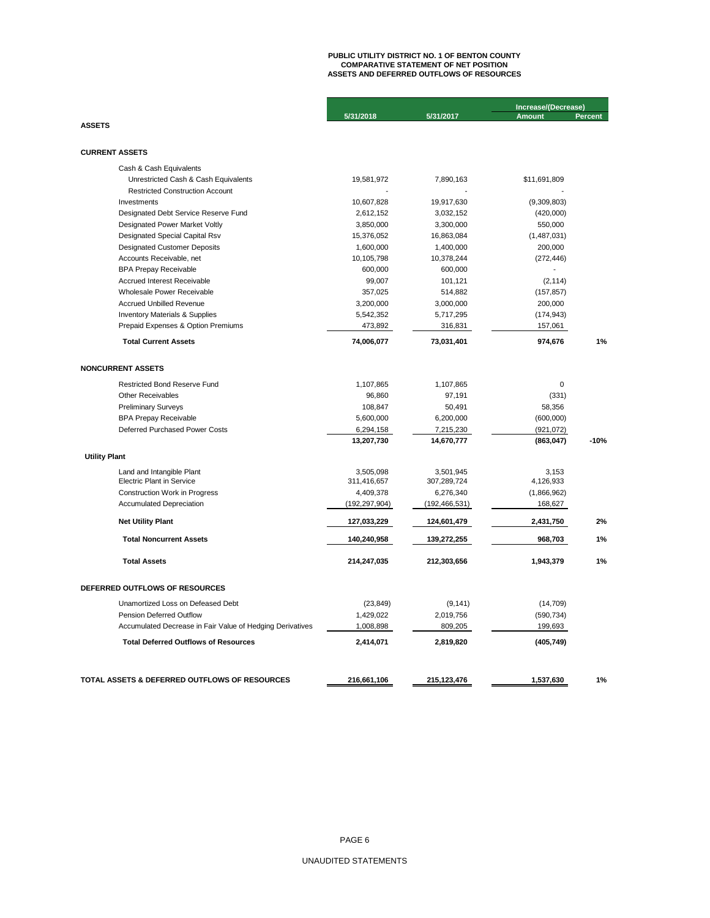# PUBLIC UTILITY DISTRICT NO. 1 OF BENTON COUNTY
## COMPARATIVE STATEMENT OF NET POSITION
## ASSETS AND DEFERRED OUTFLOWS OF RESOURCES

| | 5/31/2018 | 5/31/2017 | Increase/(Decrease) Amount | Percent |
|---|---|---|---|---|
| **ASSETS** | | | | |
| **CURRENT ASSETS** | | | | |
| Cash & Cash Equivalents | | | | |
| Unrestricted Cash & Cash Equivalents | 19,581,972 | 7,890,163 | $11,691,809 | |
| Restricted Construction Account | - | - | - | |
| Investments | 10,607,828 | 19,917,630 | (9,309,803) | |
| Designated Debt Service Reserve Fund | 2,612,152 | 3,032,152 | (420,000) | |
| Designated Power Market Voltly | 3,850,000 | 3,300,000 | 550,000 | |
| Designated Special Capital Rsv | 15,376,052 | 16,863,084 | (1,487,031) | |
| Designated Customer Deposits | 1,600,000 | 1,400,000 | 200,000 | |
| Accounts Receivable, net | 10,105,798 | 10,378,244 | (272,446) | |
| BPA Prepay Receivable | 600,000 | 600,000 | - | |
| Accrued Interest Receivable | 99,007 | 101,121 | (2,114) | |
| Wholesale Power Receivable | 357,025 | 514,882 | (157,857) | |
| Accrued Unbilled Revenue | 3,200,000 | 3,000,000 | 200,000 | |
| Inventory Materials & Supplies | 5,542,352 | 5,717,295 | (174,943) | |
| Prepaid Expenses & Option Premiums | 473,892 | 316,831 | 157,061 | |
| **Total Current Assets** | **74,006,077** | **73,031,401** | **974,676** | **1%** |
| **NONCURRENT ASSETS** | | | | |
| Restricted Bond Reserve Fund | 1,107,865 | 1,107,865 | 0 | |
| Other Receivables | 96,860 | 97,191 | (331) | |
| Preliminary Surveys | 108,847 | 50,491 | 58,356 | |
| BPA Prepay Receivable | 5,600,000 | 6,200,000 | (600,000) | |
| Deferred Purchased Power Costs | 6,294,158 | 7,215,230 | (921,072) | |
| | **13,207,730** | **14,670,777** | **(863,047)** | **-10%** |
| **Utility Plant** | | | | |
| Land and Intangible Plant | 3,505,098 | 3,501,945 | 3,153 | |
| Electric Plant in Service | 311,416,657 | 307,289,724 | 4,126,933 | |
| Construction Work in Progress | 4,409,378 | 6,276,340 | (1,866,962) | |
| Accumulated Depreciation | (192,297,904) | (192,466,531) | 168,627 | |
| **Net Utility Plant** | **127,033,229** | **124,601,479** | **2,431,750** | **2%** |
| **Total Noncurrent Assets** | **140,240,958** | **139,272,255** | **968,703** | **1%** |
| **Total Assets** | **214,247,035** | **212,303,656** | **1,943,379** | **1%** |
| **DEFERRED OUTFLOWS OF RESOURCES** | | | | |
| Unamortized Loss on Defeased Debt | (23,849) | (9,141) | (14,709) | |
| Pension Deferred Outflow | 1,429,022 | 2,019,756 | (590,734) | |
| Accumulated Decrease in Fair Value of Hedging Derivatives | 1,008,898 | 809,205 | 199,693 | |
| **Total Deferred Outflows of Resources** | **2,414,071** | **2,819,820** | **(405,749)** | |
| **TOTAL ASSETS & DEFERRED OUTFLOWS OF RESOURCES** | **216,661,106** | **215,123,476** | **1,537,630** | **1%** |

UNAUDITED STATEMENTS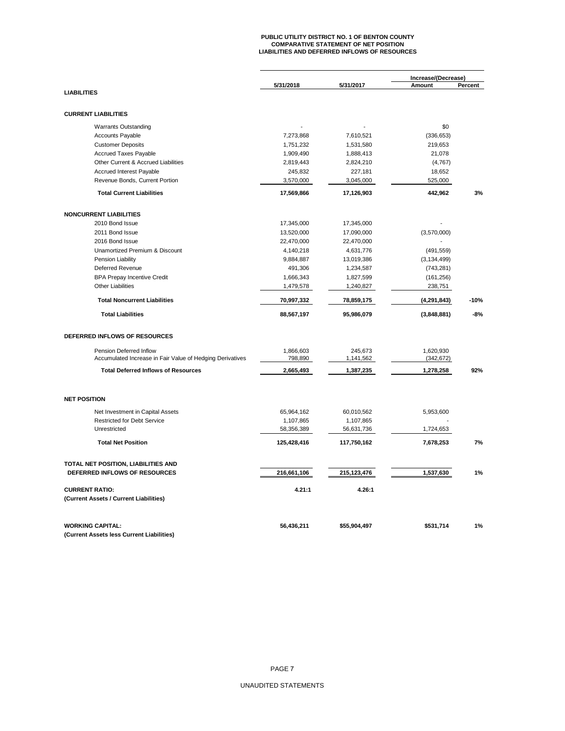**PUBLIC UTILITY DISTRICT NO. 1 OF BENTON COUNTY**
**COMPARATIVE STATEMENT OF NET POSITION**
**LIABILITIES AND DEFERRED INFLOWS OF RESOURCES**

| | 5/31/2018 | 5/31/2017 | Increase/(Decrease) Amount | Percent |
|---|---|---|---|---|
| **LIABILITIES** | | | | |
| **CURRENT LIABILITIES** | | | | |
| Warrants Outstanding | - | - | $0 | |
| Accounts Payable | 7,273,868 | 7,610,521 | (336,653) | |
| Customer Deposits | 1,751,232 | 1,531,580 | 219,653 | |
| Accrued Taxes Payable | 1,909,490 | 1,888,413 | 21,078 | |
| Other Current & Accrued Liabilities | 2,819,443 | 2,824,210 | (4,767) | |
| Accrued Interest Payable | 245,832 | 227,181 | 18,652 | |
| Revenue Bonds, Current Portion | 3,570,000 | 3,045,000 | 525,000 | |
| **Total Current Liabilities** | **17,569,866** | **17,126,903** | **442,962** | **3%** |
| **NONCURRENT LIABILITIES** | | | | |
| 2010 Bond Issue | 17,345,000 | 17,345,000 | - | |
| 2011 Bond Issue | 13,520,000 | 17,090,000 | (3,570,000) | |
| 2016 Bond Issue | 22,470,000 | 22,470,000 | - | |
| Unamortized Premium & Discount | 4,140,218 | 4,631,776 | (491,559) | |
| Pension Liability | 9,884,887 | 13,019,386 | (3,134,499) | |
| Deferred Revenue | 491,306 | 1,234,587 | (743,281) | |
| BPA Prepay Incentive Credit | 1,666,343 | 1,827,599 | (161,256) | |
| Other Liabilities | 1,479,578 | 1,240,827 | 238,751 | |
| **Total Noncurrent Liabilities** | **70,997,332** | **78,859,175** | **(4,291,843)** | **-10%** |
| **Total Liabilities** | **88,567,197** | **95,986,079** | **(3,848,881)** | **-8%** |
| **DEFERRED INFLOWS OF RESOURCES** | | | | |
| Pension Deferred Inflow | 1,866,603 | 245,673 | 1,620,930 | |
| Accumulated Increase in Fair Value of Hedging Derivatives | 798,890 | 1,141,562 | (342,672) | |
| **Total Deferred Inflows of Resources** | **2,665,493** | **1,387,235** | **1,278,258** | **92%** |
| **NET POSITION** | | | | |
| Net Investment in Capital Assets | 65,964,162 | 60,010,562 | 5,953,600 | |
| Restricted for Debt Service | 1,107,865 | 1,107,865 | - | |
| Unrestricted | 58,356,389 | 56,631,736 | 1,724,653 | |
| **Total Net Position** | **125,428,416** | **117,750,162** | **7,678,253** | **7%** |
| **TOTAL NET POSITION, LIABILITIES AND DEFERRED INFLOWS OF RESOURCES** | **216,661,106** | **215,123,476** | **1,537,630** | **1%** |
| **CURRENT RATIO:** (Current Assets / Current Liabilities) | **4.21:1** | **4.26:1** | | |
| **WORKING CAPITAL:** (Current Assets less Current Liabilities) | **56,436,211** | **$55,904,497** | **$531,714** | **1%** |

UNAUDITED STATEMENTS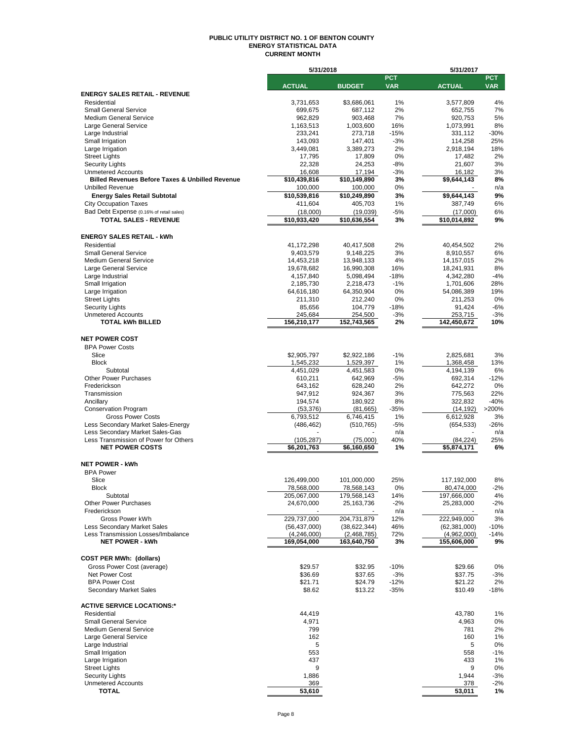# PUBLIC UTILITY DISTRICT NO. 1 OF BENTON COUNTY
## ENERGY STATISTICAL DATA
### CURRENT MONTH

| | 5/31/2018 | | | 5/31/2017 | |
|---|---|---|---|---|---|
| | ACTUAL | BUDGET | PCT VAR | ACTUAL | PCT VAR |
| **ENERGY SALES RETAIL - REVENUE** | | | | | |
| Residential | 3,731,653 | $3,686,061 | 1% | 3,577,809 | 4% |
| Small General Service | 699,675 | 687,112 | 2% | 652,755 | 7% |
| Medium General Service | 962,829 | 903,468 | 7% | 920,753 | 5% |
| Large General Service | 1,163,513 | 1,003,600 | 16% | 1,073,991 | 8% |
| Large Industrial | 233,241 | 273,718 | -15% | 331,112 | -30% |
| Small Irrigation | 143,093 | 147,401 | -3% | 114,258 | 25% |
| Large Irrigation | 3,449,081 | 3,389,273 | 2% | 2,918,194 | 18% |
| Street Lights | 17,795 | 17,809 | 0% | 17,482 | 2% |
| Security Lights | 22,328 | 24,253 | -8% | 21,607 | 3% |
| Unmetered Accounts | 16,608 | 17,194 | -3% | 16,182 | 3% |
| **Billed Revenues Before Taxes & Unbilled Revenue** | **$10,439,816** | **$10,149,890** | **3%** | **$9,644,143** | **8%** |
| Unbilled Revenue | 100,000 | 100,000 | 0% | - | n/a |
| **Energy Sales Retail Subtotal** | **$10,539,816** | **$10,249,890** | **3%** | **$9,644,143** | **9%** |
| City Occupation Taxes | 411,604 | 405,703 | 1% | 387,749 | 6% |
| Bad Debt Expense (0.16% of retail sales) | (18,000) | (19,039) | -5% | (17,000) | 6% |
| **TOTAL SALES - REVENUE** | **$10,933,420** | **$10,636,554** | **3%** | **$10,014,892** | **9%** |
| | | | | | |
| **ENERGY SALES RETAIL - kWh** | | | | | |
| Residential | 41,172,298 | 40,417,508 | 2% | 40,454,502 | 2% |
| Small General Service | 9,403,579 | 9,148,225 | 3% | 8,910,557 | 6% |
| Medium General Service | 14,453,218 | 13,948,133 | 4% | 14,157,015 | 2% |
| Large General Service | 19,678,682 | 16,990,308 | 16% | 18,241,931 | 8% |
| Large Industrial | 4,157,840 | 5,098,494 | -18% | 4,342,280 | -4% |
| Small Irrigation | 2,185,730 | 2,218,473 | -1% | 1,701,606 | 28% |
| Large Irrigation | 64,616,180 | 64,350,904 | 0% | 54,086,389 | 19% |
| Street Lights | 211,310 | 212,240 | 0% | 211,253 | 0% |
| Security Lights | 85,656 | 104,779 | -18% | 91,424 | -6% |
| Unmetered Accounts | 245,684 | 254,500 | -3% | 253,715 | -3% |
| **TOTAL kWh BILLED** | **156,210,177** | **152,743,565** | **2%** | **142,450,672** | **10%** |
| | | | | | |
| **NET POWER COST** | | | | | |
| BPA Power Costs | | | | | |
| Slice | $2,905,797 | $2,922,186 | -1% | 2,825,681 | 3% |
| Block | 1,545,232 | 1,529,397 | 1% | 1,368,458 | 13% |
| Subtotal | 4,451,029 | 4,451,583 | 0% | 4,194,139 | 6% |
| Other Power Purchases | 610,211 | 642,969 | -5% | 692,314 | -12% |
| Frederickson | 643,162 | 628,240 | 2% | 642,272 | 0% |
| Transmission | 947,912 | 924,367 | 3% | 775,563 | 22% |
| Ancillary | 194,574 | 180,922 | 8% | 322,832 | -40% |
| Conservation Program | (53,376) | (81,665) | -35% | (14,192) | >200% |
| Gross Power Costs | 6,793,512 | 6,746,415 | 1% | 6,612,928 | 3% |
| Less Secondary Market Sales-Energy | (486,462) | (510,765) | -5% | (654,533) | -26% |
| Less Secondary Market Sales-Gas | - | - | n/a | - | n/a |
| Less Transmission of Power for Others | (105,287) | (75,000) | 40% | (84,224) | 25% |
| **NET POWER COSTS** | **$6,201,763** | **$6,160,650** | **1%** | **$5,874,171** | **6%** |
| | | | | | |
| **NET POWER - kWh** | | | | | |
| BPA Power | | | | | |
| Slice | 126,499,000 | 101,000,000 | 25% | 117,192,000 | 8% |
| Block | 78,568,000 | 78,568,143 | 0% | 80,474,000 | -2% |
| Subtotal | 205,067,000 | 179,568,143 | 14% | 197,666,000 | 4% |
| Other Power Purchases | 24,670,000 | 25,163,736 | -2% | 25,283,000 | -2% |
| Frederickson | - | - | n/a | - | n/a |
| Gross Power kWh | 229,737,000 | 204,731,879 | 12% | 222,949,000 | 3% |
| Less Secondary Market Sales | (56,437,000) | (38,622,344) | 46% | (62,381,000) | -10% |
| Less Transmission Losses/Imbalance | (4,246,000) | (2,468,785) | 72% | (4,962,000) | -14% |
| **NET POWER - kWh** | **169,054,000** | **163,640,750** | **3%** | **155,606,000** | **9%** |
| | | | | | |
| **COST PER MWh: (dollars)** | | | | | |
| Gross Power Cost (average) | $29.57 | $32.95 | -10% | $29.66 | 0% |
| Net Power Cost | $36.69 | $37.65 | -3% | $37.75 | -3% |
| BPA Power Cost | $21.71 | $24.79 | -12% | $21.22 | 2% |
| Secondary Market Sales | $8.62 | $13.22 | -35% | $10.49 | -18% |
| | | | | | |
| **ACTIVE SERVICE LOCATIONS:*** | | | | | |
| Residential | 44,419 | | | 43,780 | 1% |
| Small General Service | 4,971 | | | 4,963 | 0% |
| Medium General Service | 799 | | | 781 | 2% |
| Large General Service | 162 | | | 160 | 1% |
| Large Industrial | 5 | | | 5 | 0% |
| Small Irrigation | 553 | | | 558 | -1% |
| Large Irrigation | 437 | | | 433 | 1% |
| Street Lights | 9 | | | 9 | 0% |
| Security Lights | 1,886 | | | 1,944 | -3% |
| Unmetered Accounts | 369 | | | 378 | -2% |
| **TOTAL** | **53,610** | | | **53,011** | **1%** |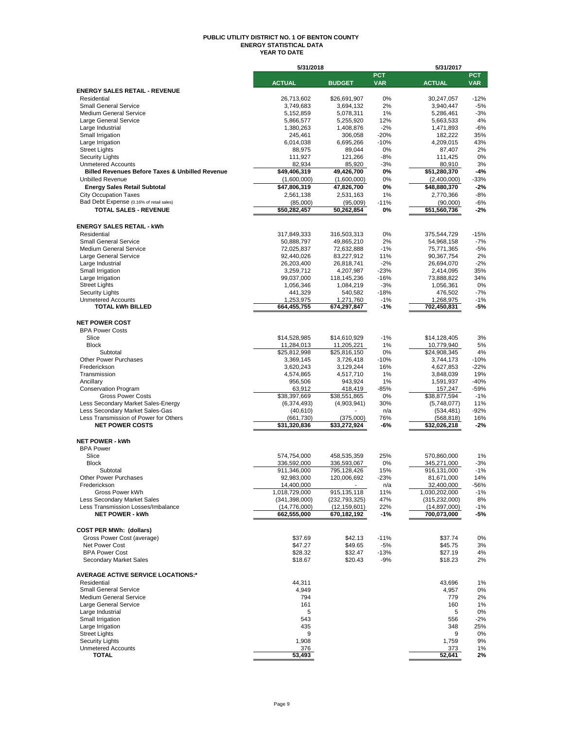# PUBLIC UTILITY DISTRICT NO. 1 OF BENTON COUNTY
## ENERGY STATISTICAL DATA
### YEAR TO DATE

| | 5/31/2018 | | | 5/31/2017 | |
|---|---|---|---|---|---|
| | ACTUAL | BUDGET | PCT VAR | ACTUAL | PCT VAR |
| **ENERGY SALES RETAIL - REVENUE** | | | | | |
| Residential | 26,713,602 | $26,691,907 | 0% | 30,247,057 | -12% |
| Small General Service | 3,749,683 | 3,694,132 | 2% | 3,940,447 | -5% |
| Medium General Service | 5,152,859 | 5,078,311 | 1% | 5,286,461 | -3% |
| Large General Service | 5,866,577 | 5,255,920 | 12% | 5,663,533 | 4% |
| Large Industrial | 1,380,263 | 1,408,876 | -2% | 1,471,893 | -6% |
| Small Irrigation | 245,461 | 306,058 | -20% | 182,222 | 35% |
| Large Irrigation | 6,014,038 | 6,695,266 | -10% | 4,209,015 | 43% |
| Street Lights | 88,975 | 89,044 | 0% | 87,407 | 2% |
| Security Lights | 111,927 | 121,266 | -8% | 111,425 | 0% |
| Unmetered Accounts | 82,934 | 85,920 | -3% | 80,910 | 3% |
| **Billed Revenues Before Taxes & Unbilled Revenue** | **$49,406,319** | **49,426,700** | **0%** | **$51,280,370** | **-4%** |
| Unbilled Revenue | (1,600,000) | (1,600,000) | 0% | (2,400,000) | -33% |
| **Energy Sales Retail Subtotal** | **$47,806,319** | **47,826,700** | **0%** | **$48,880,370** | **-2%** |
| City Occupation Taxes | 2,561,138 | 2,531,163 | 1% | 2,770,366 | -8% |
| Bad Debt Expense (0.16% of retail sales) | (85,000) | (95,009) | -11% | (90,000) | -6% |
| **TOTAL SALES - REVENUE** | **$50,282,457** | **50,262,854** | **0%** | **$51,560,736** | **-2%** |
| | | | | | |
| **ENERGY SALES RETAIL - kWh** | | | | | |
| Residential | 317,849,333 | 316,503,313 | 0% | 375,544,729 | -15% |
| Small General Service | 50,888,797 | 49,865,210 | 2% | 54,968,158 | -7% |
| Medium General Service | 72,025,837 | 72,632,888 | -1% | 75,771,365 | -5% |
| Large General Service | 92,440,026 | 83,227,912 | 11% | 90,367,754 | 2% |
| Large Industrial | 26,203,400 | 26,818,741 | -2% | 26,694,070 | -2% |
| Small Irrigation | 3,259,712 | 4,207,987 | -23% | 2,414,095 | 35% |
| Large Irrigation | 99,037,000 | 118,145,236 | -16% | 73,888,822 | 34% |
| Street Lights | 1,056,346 | 1,084,219 | -3% | 1,056,361 | 0% |
| Security Lights | 441,329 | 540,582 | -18% | 476,502 | -7% |
| Unmetered Accounts | 1,253,975 | 1,271,760 | -1% | 1,268,975 | -1% |
| **TOTAL kWh BILLED** | **664,455,755** | **674,297,847** | **-1%** | **702,450,831** | **-5%** |
| | | | | | |
| **NET POWER COST** | | | | | |
| BPA Power Costs | | | | | |
| Slice | $14,528,985 | $14,610,929 | -1% | $14,128,405 | 3% |
| Block | 11,284,013 | 11,205,221 | 1% | 10,779,940 | 5% |
| Subtotal | $25,812,998 | $25,816,150 | 0% | $24,908,345 | 4% |
| Other Power Purchases | 3,369,145 | 3,726,418 | -10% | 3,744,173 | -10% |
| Frederickson | 3,620,243 | 3,129,244 | 16% | 4,627,853 | -22% |
| Transmission | 4,574,865 | 4,517,710 | 1% | 3,848,039 | 19% |
| Ancillary | 956,506 | 943,924 | 1% | 1,591,937 | -40% |
| Conservation Program | 63,912 | 418,419 | -85% | 157,247 | -59% |
| Gross Power Costs | $38,397,669 | $38,551,865 | 0% | $38,877,594 | -1% |
| Less Secondary Market Sales-Energy | (6,374,493) | (4,903,941) | 30% | (5,748,077) | 11% |
| Less Secondary Market Sales-Gas | (40,610) | - | n/a | (534,481) | -92% |
| Less Transmission of Power for Others | (661,730) | (375,000) | 76% | (568,818) | 16% |
| **NET POWER COSTS** | **$31,320,836** | **$33,272,924** | **-6%** | **$32,026,218** | **-2%** |
| | | | | | |
| **NET POWER - kWh** | | | | | |
| BPA Power | | | | | |
| Slice | 574,754,000 | 458,535,359 | 25% | 570,860,000 | 1% |
| Block | 336,592,000 | 336,593,067 | 0% | 345,271,000 | -3% |
| Subtotal | 911,346,000 | 795,128,426 | 15% | 916,131,000 | -1% |
| Other Power Purchases | 92,983,000 | 120,006,692 | -23% | 81,671,000 | 14% |
| Frederickson | 14,400,000 | - | n/a | 32,400,000 | -56% |
| Gross Power kWh | 1,018,729,000 | 915,135,118 | 11% | 1,030,202,000 | -1% |
| Less Secondary Market Sales | (341,398,000) | (232,793,325) | 47% | (315,232,000) | 8% |
| Less Transmission Losses/Imbalance | (14,776,000) | (12,159,601) | 22% | (14,897,000) | -1% |
| **NET POWER - kWh** | **662,555,000** | **670,182,192** | **-1%** | **700,073,000** | **-5%** |
| | | | | | |
| **COST PER MWh: (dollars)** | | | | | |
| Gross Power Cost (average) | $37.69 | $42.13 | -11% | $37.74 | 0% |
| Net Power Cost | $47.27 | $49.65 | -5% | $45.75 | 3% |
| BPA Power Cost | $28.32 | $32.47 | -13% | $27.19 | 4% |
| Secondary Market Sales | $18.67 | $20.43 | -9% | $18.23 | 2% |
| | | | | | |
| **AVERAGE ACTIVE SERVICE LOCATIONS:*** | | | | | |
| Residential | 44,311 | | | 43,696 | 1% |
| Small General Service | 4,949 | | | 4,957 | 0% |
| Medium General Service | 794 | | | 779 | 2% |
| Large General Service | 161 | | | 160 | 1% |
| Large Industrial | 5 | | | 5 | 0% |
| Small Irrigation | 543 | | | 556 | -2% |
| Large Irrigation | 435 | | | 348 | 25% |
| Street Lights | 9 | | | 9 | 0% |
| Security Lights | 1,908 | | | 1,759 | 9% |
| Unmetered Accounts | 376 | | | 373 | 1% |
| **TOTAL** | **53,493** | | | **52,641** | **2%** |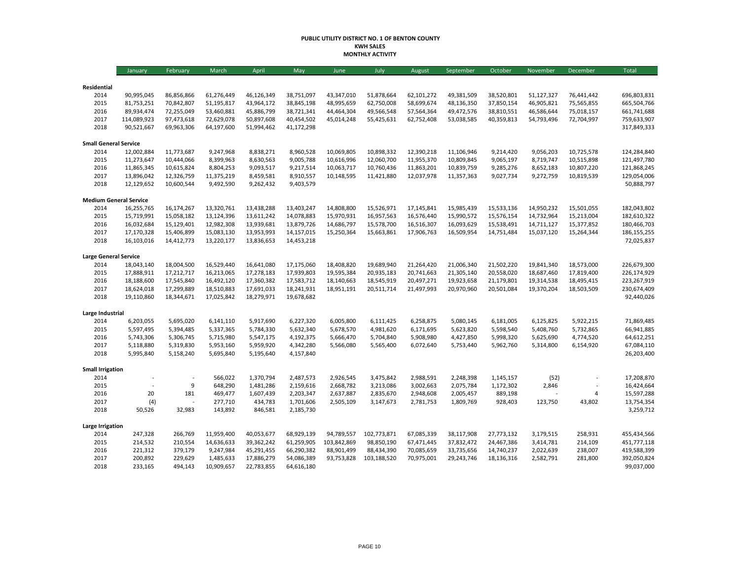# PUBLIC UTILITY DISTRICT NO. 1 OF BENTON COUNTY
## KWH SALES
### MONTHLY ACTIVITY

| | January | February | March | April | May | June | July | August | September | October | November | December | Total |
|---|---|---|---|---|---|---|---|---|---|---|---|---|---|
| **Residential** | | | | | | | | | | | | | |
| 2014 | 90,995,045 | 86,856,866 | 61,276,449 | 46,126,349 | 38,751,097 | 43,347,010 | 51,878,664 | 62,101,272 | 49,381,509 | 38,520,801 | 51,127,327 | 76,441,442 | 696,803,831 |
| 2015 | 81,753,251 | 70,842,807 | 51,195,817 | 43,964,172 | 38,845,198 | 48,995,659 | 62,750,008 | 58,699,674 | 48,136,350 | 37,850,154 | 46,905,821 | 75,565,855 | 665,504,766 |
| 2016 | 89,934,474 | 72,255,049 | 53,460,881 | 45,886,799 | 38,721,341 | 44,464,304 | 49,566,548 | 57,564,364 | 49,472,576 | 38,810,551 | 46,586,644 | 75,018,157 | 661,741,688 |
| 2017 | 114,089,923 | 97,473,618 | 72,629,078 | 50,897,608 | 40,454,502 | 45,014,248 | 55,425,631 | 62,752,408 | 53,038,585 | 40,359,813 | 54,793,496 | 72,704,997 | 759,633,907 |
| 2018 | 90,521,667 | 69,963,306 | 64,197,600 | 51,994,462 | 41,172,298 | | | | | | | | 317,849,333 |
| **Small General Service** | | | | | | | | | | | | | |
| 2014 | 12,002,884 | 11,773,687 | 9,247,968 | 8,838,271 | 8,960,528 | 10,069,805 | 10,898,332 | 12,390,218 | 11,106,946 | 9,214,420 | 9,056,203 | 10,725,578 | 124,284,840 |
| 2015 | 11,273,647 | 10,444,066 | 8,399,963 | 8,630,563 | 9,005,788 | 10,616,996 | 12,060,700 | 11,955,370 | 10,809,845 | 9,065,197 | 8,719,747 | 10,515,898 | 121,497,780 |
| 2016 | 11,865,345 | 10,615,824 | 8,804,253 | 9,093,517 | 9,217,514 | 10,063,717 | 10,760,436 | 11,863,201 | 10,839,759 | 9,285,276 | 8,652,183 | 10,807,220 | 121,868,245 |
| 2017 | 13,896,042 | 12,326,759 | 11,375,219 | 8,459,581 | 8,910,557 | 10,148,595 | 11,421,880 | 12,037,978 | 11,357,363 | 9,027,734 | 9,272,759 | 10,819,539 | 129,054,006 |
| 2018 | 12,129,652 | 10,600,544 | 9,492,590 | 9,262,432 | 9,403,579 | | | | | | | | 50,888,797 |
| **Medium General Service** | | | | | | | | | | | | | |
| 2014 | 16,255,765 | 16,174,267 | 13,320,761 | 13,438,288 | 13,403,247 | 14,808,800 | 15,526,971 | 17,145,841 | 15,985,439 | 15,533,136 | 14,950,232 | 15,501,055 | 182,043,802 |
| 2015 | 15,719,991 | 15,058,182 | 13,124,396 | 13,611,242 | 14,078,883 | 15,970,931 | 16,957,563 | 16,576,440 | 15,990,572 | 15,576,154 | 14,732,964 | 15,213,004 | 182,610,322 |
| 2016 | 16,032,684 | 15,129,401 | 12,982,308 | 13,939,681 | 13,879,726 | 14,686,797 | 15,578,700 | 16,516,307 | 16,093,629 | 15,538,491 | 14,711,127 | 15,377,852 | 180,466,703 |
| 2017 | 17,170,328 | 15,406,899 | 15,083,130 | 13,953,993 | 14,157,015 | 15,250,364 | 15,663,861 | 17,906,763 | 16,509,954 | 14,751,484 | 15,037,120 | 15,264,344 | 186,155,255 |
| 2018 | 16,103,016 | 14,412,773 | 13,220,177 | 13,836,653 | 14,453,218 | | | | | | | | 72,025,837 |
| **Large General Service** | | | | | | | | | | | | | |
| 2014 | 18,043,140 | 18,004,500 | 16,529,440 | 16,641,080 | 17,175,060 | 18,408,820 | 19,689,940 | 21,264,420 | 21,006,340 | 21,502,220 | 19,841,340 | 18,573,000 | 226,679,300 |
| 2015 | 17,888,911 | 17,212,717 | 16,213,065 | 17,278,183 | 17,939,803 | 19,595,384 | 20,935,183 | 20,741,663 | 21,305,140 | 20,558,020 | 18,687,460 | 17,819,400 | 226,174,929 |
| 2016 | 18,188,600 | 17,545,840 | 16,492,120 | 17,360,382 | 17,583,712 | 18,140,663 | 18,545,919 | 20,497,271 | 19,923,658 | 21,179,801 | 19,314,538 | 18,495,415 | 223,267,919 |
| 2017 | 18,624,018 | 17,299,889 | 18,510,883 | 17,691,033 | 18,241,931 | 18,951,191 | 20,511,714 | 21,497,993 | 20,970,960 | 20,501,084 | 19,370,204 | 18,503,509 | 230,674,409 |
| 2018 | 19,110,860 | 18,344,671 | 17,025,842 | 18,279,971 | 19,678,682 | | | | | | | | 92,440,026 |
| **Large Industrial** | | | | | | | | | | | | | |
| 2014 | 6,203,055 | 5,695,020 | 6,141,110 | 5,917,690 | 6,227,320 | 6,005,800 | 6,111,425 | 6,258,875 | 5,080,145 | 6,181,005 | 6,125,825 | 5,922,215 | 71,869,485 |
| 2015 | 5,597,495 | 5,394,485 | 5,337,365 | 5,784,330 | 5,632,340 | 5,678,570 | 4,981,620 | 6,171,695 | 5,623,820 | 5,598,540 | 5,408,760 | 5,732,865 | 66,941,885 |
| 2016 | 5,743,306 | 5,306,745 | 5,715,980 | 5,547,175 | 4,192,375 | 5,666,470 | 5,704,840 | 5,908,980 | 4,427,850 | 5,998,320 | 5,625,690 | 4,774,520 | 64,612,251 |
| 2017 | 5,118,880 | 5,319,830 | 5,953,160 | 5,959,920 | 4,342,280 | 5,566,080 | 5,565,400 | 6,072,640 | 5,753,440 | 5,962,760 | 5,314,800 | 6,154,920 | 67,084,110 |
| 2018 | 5,995,840 | 5,158,240 | 5,695,840 | 5,195,640 | 4,157,840 | | | | | | | | 26,203,400 |
| **Small Irrigation** | | | | | | | | | | | | | |
| 2014 | - | - | 566,022 | 1,370,794 | 2,487,573 | 2,926,545 | 3,475,842 | 2,988,591 | 2,248,398 | 1,145,157 | (52) | - | 17,208,870 |
| 2015 | - | 9 | 648,290 | 1,481,286 | 2,159,616 | 2,668,782 | 3,213,086 | 3,002,663 | 2,075,784 | 1,172,302 | 2,846 | - | 16,424,664 |
| 2016 | 20 | 181 | 469,477 | 1,607,439 | 2,203,347 | 2,637,887 | 2,835,670 | 2,948,608 | 2,005,457 | 889,198 | - | 4 | 15,597,288 |
| 2017 | (4) | - | 277,710 | 434,783 | 1,701,606 | 2,505,109 | 3,147,673 | 2,781,753 | 1,809,769 | 928,403 | 123,750 | 43,802 | 13,754,354 |
| 2018 | 50,526 | 32,983 | 143,892 | 846,581 | 2,185,730 | | | | | | | | 3,259,712 |
| **Large Irrigation** | | | | | | | | | | | | | |
| 2014 | 247,328 | 266,769 | 11,959,400 | 40,053,677 | 68,929,139 | 94,789,557 | 102,773,871 | 67,085,339 | 38,117,908 | 27,773,132 | 3,179,515 | 258,931 | 455,434,566 |
| 2015 | 214,532 | 210,554 | 14,636,633 | 39,362,242 | 61,259,905 | 103,842,869 | 98,850,190 | 67,471,445 | 37,832,472 | 24,467,386 | 3,414,781 | 214,109 | 451,777,118 |
| 2016 | 221,312 | 379,179 | 9,247,984 | 45,291,455 | 66,290,382 | 88,901,499 | 88,434,390 | 70,085,659 | 33,735,656 | 14,740,237 | 2,022,639 | 238,007 | 419,588,399 |
| 2017 | 200,892 | 229,629 | 1,485,633 | 17,886,279 | 54,086,389 | 93,753,828 | 103,188,520 | 70,975,001 | 29,243,746 | 18,136,316 | 2,582,791 | 281,800 | 392,050,824 |
| 2018 | 233,165 | 494,143 | 10,909,657 | 22,783,855 | 64,616,180 | | | | | | | | 99,037,000 |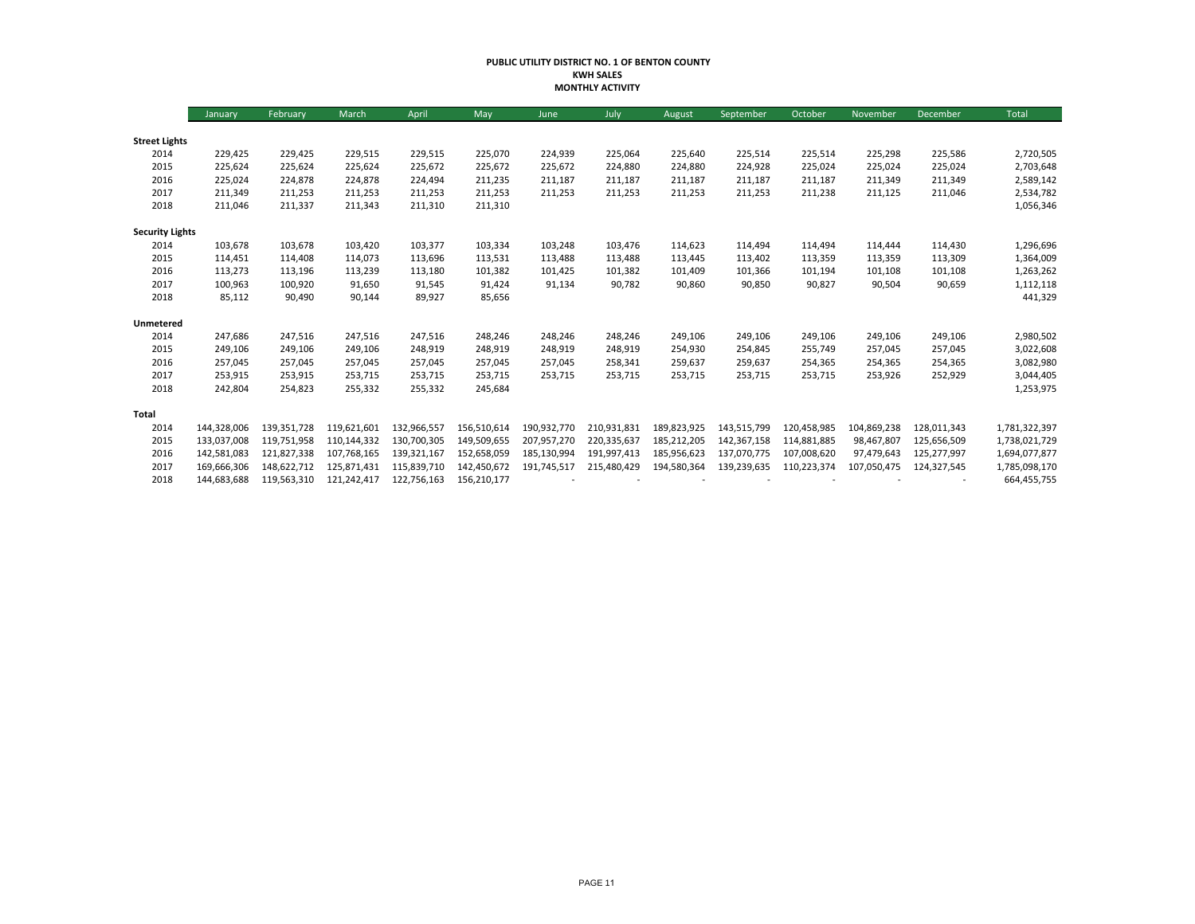**PUBLIC UTILITY DISTRICT NO. 1 OF BENTON COUNTY**
**KWH SALES**
**MONTHLY ACTIVITY**

| | January | February | March | April | May | June | July | August | September | October | November | December | Total |
|---|---|---|---|---|---|---|---|---|---|---|---|---|---|
| **Street Lights** | | | | | | | | | | | | | |
| 2014 | 229,425 | 229,425 | 229,515 | 229,515 | 225,070 | 224,939 | 225,064 | 225,640 | 225,514 | 225,514 | 225,298 | 225,586 | 2,720,505 |
| 2015 | 225,624 | 225,624 | 225,624 | 225,672 | 225,672 | 225,672 | 224,880 | 224,880 | 224,928 | 225,024 | 225,024 | 225,024 | 2,703,648 |
| 2016 | 225,024 | 224,878 | 224,878 | 224,494 | 211,235 | 211,187 | 211,187 | 211,187 | 211,187 | 211,187 | 211,349 | 211,349 | 2,589,142 |
| 2017 | 211,349 | 211,253 | 211,253 | 211,253 | 211,253 | 211,253 | 211,253 | 211,253 | 211,253 | 211,238 | 211,125 | 211,046 | 2,534,782 |
| 2018 | 211,046 | 211,337 | 211,343 | 211,310 | 211,310 | | | | | | | | 1,056,346 |
| **Security Lights** | | | | | | | | | | | | | |
| 2014 | 103,678 | 103,678 | 103,420 | 103,377 | 103,334 | 103,248 | 103,476 | 114,623 | 114,494 | 114,494 | 114,444 | 114,430 | 1,296,696 |
| 2015 | 114,451 | 114,408 | 114,073 | 113,696 | 113,531 | 113,488 | 113,488 | 113,445 | 113,402 | 113,359 | 113,359 | 113,309 | 1,364,009 |
| 2016 | 113,273 | 113,196 | 113,239 | 113,180 | 101,382 | 101,425 | 101,382 | 101,409 | 101,366 | 101,194 | 101,108 | 101,108 | 1,263,262 |
| 2017 | 100,963 | 100,920 | 91,650 | 91,545 | 91,424 | 91,134 | 90,782 | 90,860 | 90,850 | 90,827 | 90,504 | 90,659 | 1,112,118 |
| 2018 | 85,112 | 90,490 | 90,144 | 89,927 | 85,656 | | | | | | | | 441,329 |
| **Unmetered** | | | | | | | | | | | | | |
| 2014 | 247,686 | 247,516 | 247,516 | 247,516 | 248,246 | 248,246 | 248,246 | 249,106 | 249,106 | 249,106 | 249,106 | 249,106 | 2,980,502 |
| 2015 | 249,106 | 249,106 | 249,106 | 248,919 | 248,919 | 248,919 | 248,919 | 254,930 | 254,845 | 255,749 | 257,045 | 257,045 | 3,022,608 |
| 2016 | 257,045 | 257,045 | 257,045 | 257,045 | 257,045 | 257,045 | 258,341 | 259,637 | 259,637 | 254,365 | 254,365 | 254,365 | 3,082,980 |
| 2017 | 253,915 | 253,915 | 253,715 | 253,715 | 253,715 | 253,715 | 253,715 | 253,715 | 253,715 | 253,715 | 253,926 | 252,929 | 3,044,405 |
| 2018 | 242,804 | 254,823 | 255,332 | 255,332 | 245,684 | | | | | | | | 1,253,975 |
| **Total** | | | | | | | | | | | | | |
| 2014 | 144,328,006 | 139,351,728 | 119,621,601 | 132,966,557 | 156,510,614 | 190,932,770 | 210,931,831 | 189,823,925 | 143,515,799 | 120,458,985 | 104,869,238 | 128,011,343 | 1,781,322,397 |
| 2015 | 133,037,008 | 119,751,958 | 110,144,332 | 130,700,305 | 149,509,655 | 207,957,270 | 220,335,637 | 185,212,205 | 142,367,158 | 114,881,885 | 98,467,807 | 125,656,509 | 1,738,021,729 |
| 2016 | 142,581,083 | 121,827,338 | 107,768,165 | 139,321,167 | 152,658,059 | 185,130,994 | 191,997,413 | 185,956,623 | 137,070,775 | 107,008,620 | 97,479,643 | 125,277,997 | 1,694,077,877 |
| 2017 | 169,666,306 | 148,622,712 | 125,871,431 | 115,839,710 | 142,450,672 | 191,745,517 | 215,480,429 | 194,580,364 | 139,239,635 | 110,223,374 | 107,050,475 | 124,327,545 | 1,785,098,170 |
| 2018 | 144,683,688 | 119,563,310 | 121,242,417 | 122,756,163 | 156,210,177 | - | - | - | - | - | - | - | 664,455,755 |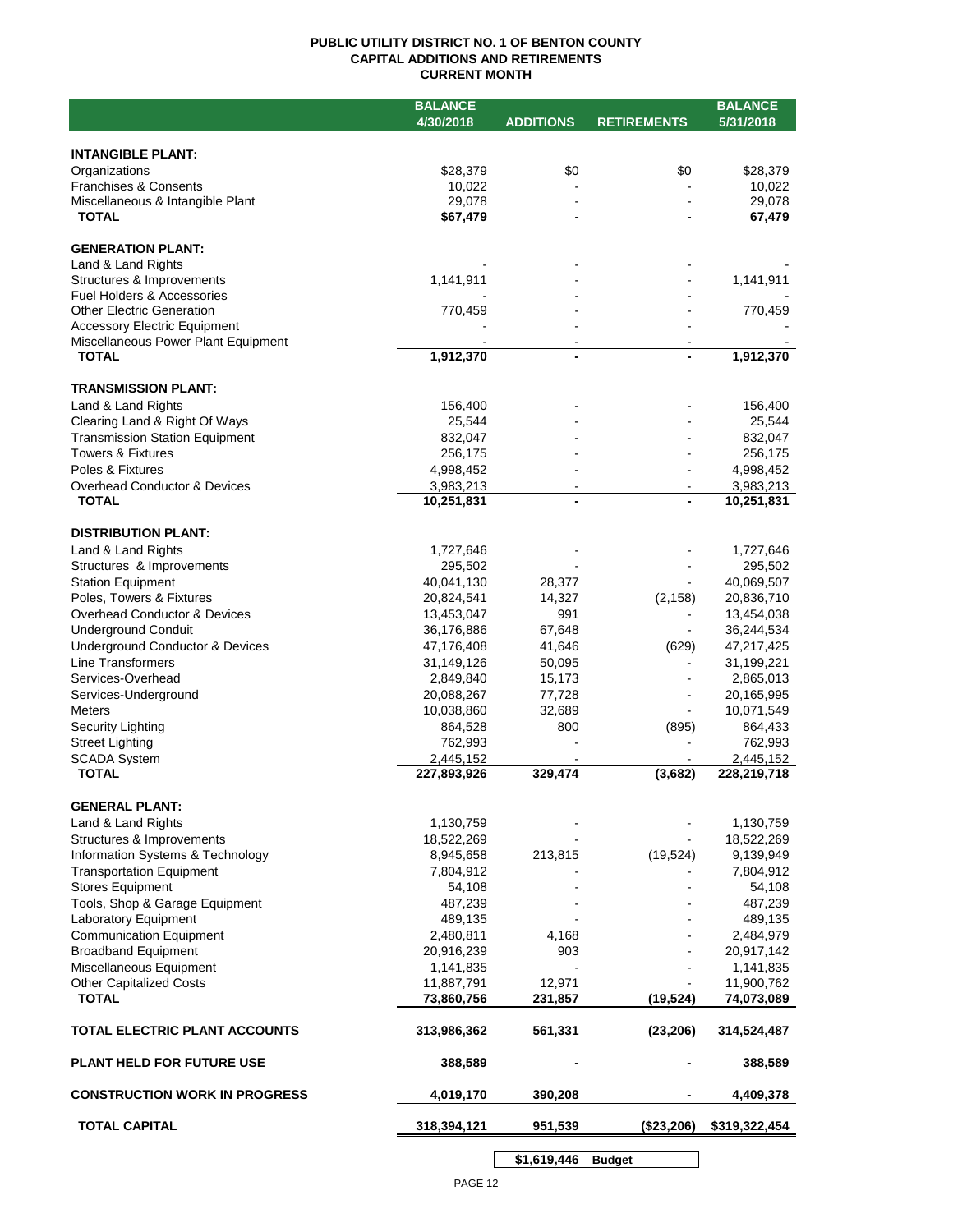**PUBLIC UTILITY DISTRICT NO. 1 OF BENTON COUNTY**
**CAPITAL ADDITIONS AND RETIREMENTS**
**CURRENT MONTH**

| | BALANCE 4/30/2018 | ADDITIONS | RETIREMENTS | BALANCE 5/31/2018 |
|---|---|---|---|---|
| **INTANGIBLE PLANT:** | | | | |
| Organizations | $28,379 | $0 | $0 | $28,379 |
| Franchises & Consents | 10,022 | - | - | 10,022 |
| Miscellaneous & Intangible Plant | 29,078 | - | - | 29,078 |
| **TOTAL** | **$67,479** | **-** | **-** | **67,479** |
| **GENERATION PLANT:** | | | | |
| Land & Land Rights | - | - | - | - |
| Structures & Improvements | 1,141,911 | - | - | 1,141,911 |
| Fuel Holders & Accessories | - | - | - | - |
| Other Electric Generation | 770,459 | - | - | 770,459 |
| Accessory Electric Equipment | - | - | - | - |
| Miscellaneous Power Plant Equipment | - | - | - | - |
| **TOTAL** | **1,912,370** | **-** | **-** | **1,912,370** |
| **TRANSMISSION PLANT:** | | | | |
| Land & Land Rights | 156,400 | - | - | 156,400 |
| Clearing Land & Right Of Ways | 25,544 | - | - | 25,544 |
| Transmission Station Equipment | 832,047 | - | - | 832,047 |
| Towers & Fixtures | 256,175 | - | - | 256,175 |
| Poles & Fixtures | 4,998,452 | - | - | 4,998,452 |
| Overhead Conductor & Devices | 3,983,213 | - | - | 3,983,213 |
| **TOTAL** | **10,251,831** | **-** | **-** | **10,251,831** |
| **DISTRIBUTION PLANT:** | | | | |
| Land & Land Rights | 1,727,646 | - | - | 1,727,646 |
| Structures & Improvements | 295,502 | - | - | 295,502 |
| Station Equipment | 40,041,130 | 28,377 | - | 40,069,507 |
| Poles, Towers & Fixtures | 20,824,541 | 14,327 | (2,158) | 20,836,710 |
| Overhead Conductor & Devices | 13,453,047 | 991 | - | 13,454,038 |
| Underground Conduit | 36,176,886 | 67,648 | - | 36,244,534 |
| Underground Conductor & Devices | 47,176,408 | 41,646 | (629) | 47,217,425 |
| Line Transformers | 31,149,126 | 50,095 | - | 31,199,221 |
| Services-Overhead | 2,849,840 | 15,173 | - | 2,865,013 |
| Services-Underground | 20,088,267 | 77,728 | - | 20,165,995 |
| Meters | 10,038,860 | 32,689 | - | 10,071,549 |
| Security Lighting | 864,528 | 800 | (895) | 864,433 |
| Street Lighting | 762,993 | - | - | 762,993 |
| SCADA System | 2,445,152 | - | - | 2,445,152 |
| **TOTAL** | **227,893,926** | **329,474** | **(3,682)** | **228,219,718** |
| **GENERAL PLANT:** | | | | |
| Land & Land Rights | 1,130,759 | - | - | 1,130,759 |
| Structures & Improvements | 18,522,269 | - | - | 18,522,269 |
| Information Systems & Technology | 8,945,658 | 213,815 | (19,524) | 9,139,949 |
| Transportation Equipment | 7,804,912 | - | - | 7,804,912 |
| Stores Equipment | 54,108 | - | - | 54,108 |
| Tools, Shop & Garage Equipment | 487,239 | - | - | 487,239 |
| Laboratory Equipment | 489,135 | - | - | 489,135 |
| Communication Equipment | 2,480,811 | 4,168 | - | 2,484,979 |
| Broadband Equipment | 20,916,239 | 903 | - | 20,917,142 |
| Miscellaneous Equipment | 1,141,835 | - | - | 1,141,835 |
| Other Capitalized Costs | 11,887,791 | 12,971 | - | 11,900,762 |
| **TOTAL** | **73,860,756** | **231,857** | **(19,524)** | **74,073,089** |
| **TOTAL ELECTRIC PLANT ACCOUNTS** | **313,986,362** | **561,331** | **(23,206)** | **314,524,487** |
| **PLANT HELD FOR FUTURE USE** | **388,589** | **-** | **-** | **388,589** |
| **CONSTRUCTION WORK IN PROGRESS** | **4,019,170** | **390,208** | **-** | **4,409,378** |
| **TOTAL CAPITAL** | **318,394,121** | **951,539** | **($23,206)** | **$319,322,454** |
| | | **$1,619,446** | **Budget** | |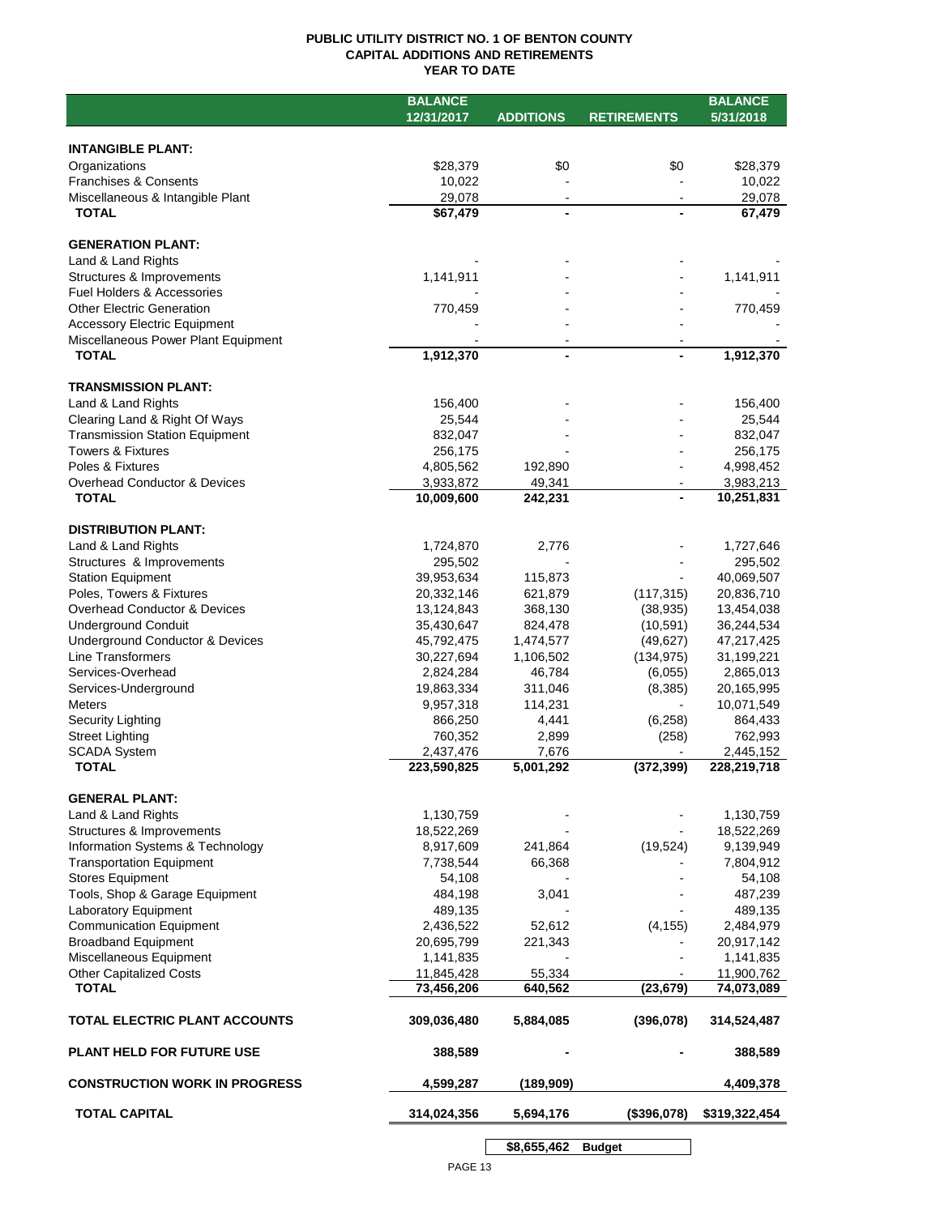**PUBLIC UTILITY DISTRICT NO. 1 OF BENTON COUNTY**
**CAPITAL ADDITIONS AND RETIREMENTS**
**YEAR TO DATE**

| | BALANCE 12/31/2017 | ADDITIONS | RETIREMENTS | BALANCE 5/31/2018 |
|---|---|---|---|---|
| **INTANGIBLE PLANT:** | | | | |
| Organizations | $28,379 | $0 | $0 | $28,379 |
| Franchises & Consents | 10,022 | - | - | 10,022 |
| Miscellaneous & Intangible Plant | 29,078 | - | - | 29,078 |
| **TOTAL** | **$67,479** | **-** | **-** | **67,479** |
| **GENERATION PLANT:** | | | | |
| Land & Land Rights | - | - | - | - |
| Structures & Improvements | 1,141,911 | - | - | 1,141,911 |
| Fuel Holders & Accessories | - | - | - | - |
| Other Electric Generation | 770,459 | - | - | 770,459 |
| Accessory Electric Equipment | - | - | - | - |
| Miscellaneous Power Plant Equipment | - | - | - | - |
| **TOTAL** | **1,912,370** | **-** | **-** | **1,912,370** |
| **TRANSMISSION PLANT:** | | | | |
| Land & Land Rights | 156,400 | - | - | 156,400 |
| Clearing Land & Right Of Ways | 25,544 | - | - | 25,544 |
| Transmission Station Equipment | 832,047 | - | - | 832,047 |
| Towers & Fixtures | 256,175 | - | - | 256,175 |
| Poles & Fixtures | 4,805,562 | 192,890 | - | 4,998,452 |
| Overhead Conductor & Devices | 3,933,872 | 49,341 | - | 3,983,213 |
| **TOTAL** | **10,009,600** | **242,231** | **-** | **10,251,831** |
| **DISTRIBUTION PLANT:** | | | | |
| Land & Land Rights | 1,724,870 | 2,776 | - | 1,727,646 |
| Structures & Improvements | 295,502 | - | - | 295,502 |
| Station Equipment | 39,953,634 | 115,873 | - | 40,069,507 |
| Poles, Towers & Fixtures | 20,332,146 | 621,879 | (117,315) | 20,836,710 |
| Overhead Conductor & Devices | 13,124,843 | 368,130 | (38,935) | 13,454,038 |
| Underground Conduit | 35,430,647 | 824,478 | (10,591) | 36,244,534 |
| Underground Conductor & Devices | 45,792,475 | 1,474,577 | (49,627) | 47,217,425 |
| Line Transformers | 30,227,694 | 1,106,502 | (134,975) | 31,199,221 |
| Services-Overhead | 2,824,284 | 46,784 | (6,055) | 2,865,013 |
| Services-Underground | 19,863,334 | 311,046 | (8,385) | 20,165,995 |
| Meters | 9,957,318 | 114,231 | - | 10,071,549 |
| Security Lighting | 866,250 | 4,441 | (6,258) | 864,433 |
| Street Lighting | 760,352 | 2,899 | (258) | 762,993 |
| SCADA System | 2,437,476 | 7,676 | - | 2,445,152 |
| **TOTAL** | **223,590,825** | **5,001,292** | **(372,399)** | **228,219,718** |
| **GENERAL PLANT:** | | | | |
| Land & Land Rights | 1,130,759 | - | - | 1,130,759 |
| Structures & Improvements | 18,522,269 | - | - | 18,522,269 |
| Information Systems & Technology | 8,917,609 | 241,864 | (19,524) | 9,139,949 |
| Transportation Equipment | 7,738,544 | 66,368 | - | 7,804,912 |
| Stores Equipment | 54,108 | - | - | 54,108 |
| Tools, Shop & Garage Equipment | 484,198 | 3,041 | - | 487,239 |
| Laboratory Equipment | 489,135 | - | - | 489,135 |
| Communication Equipment | 2,436,522 | 52,612 | (4,155) | 2,484,979 |
| Broadband Equipment | 20,695,799 | 221,343 | - | 20,917,142 |
| Miscellaneous Equipment | 1,141,835 | - | - | 1,141,835 |
| Other Capitalized Costs | 11,845,428 | 55,334 | - | 11,900,762 |
| **TOTAL** | **73,456,206** | **640,562** | **(23,679)** | **74,073,089** |
| **TOTAL ELECTRIC PLANT ACCOUNTS** | **309,036,480** | **5,884,085** | **(396,078)** | **314,524,487** |
| **PLANT HELD FOR FUTURE USE** | **388,589** | **-** | **-** | **388,589** |
| **CONSTRUCTION WORK IN PROGRESS** | **4,599,287** | **(189,909)** | | **4,409,378** |
| **TOTAL CAPITAL** | **314,024,356** | **5,694,176** | **($396,078)** | **$319,322,454** |
| | | **$8,655,462** | **Budget** | |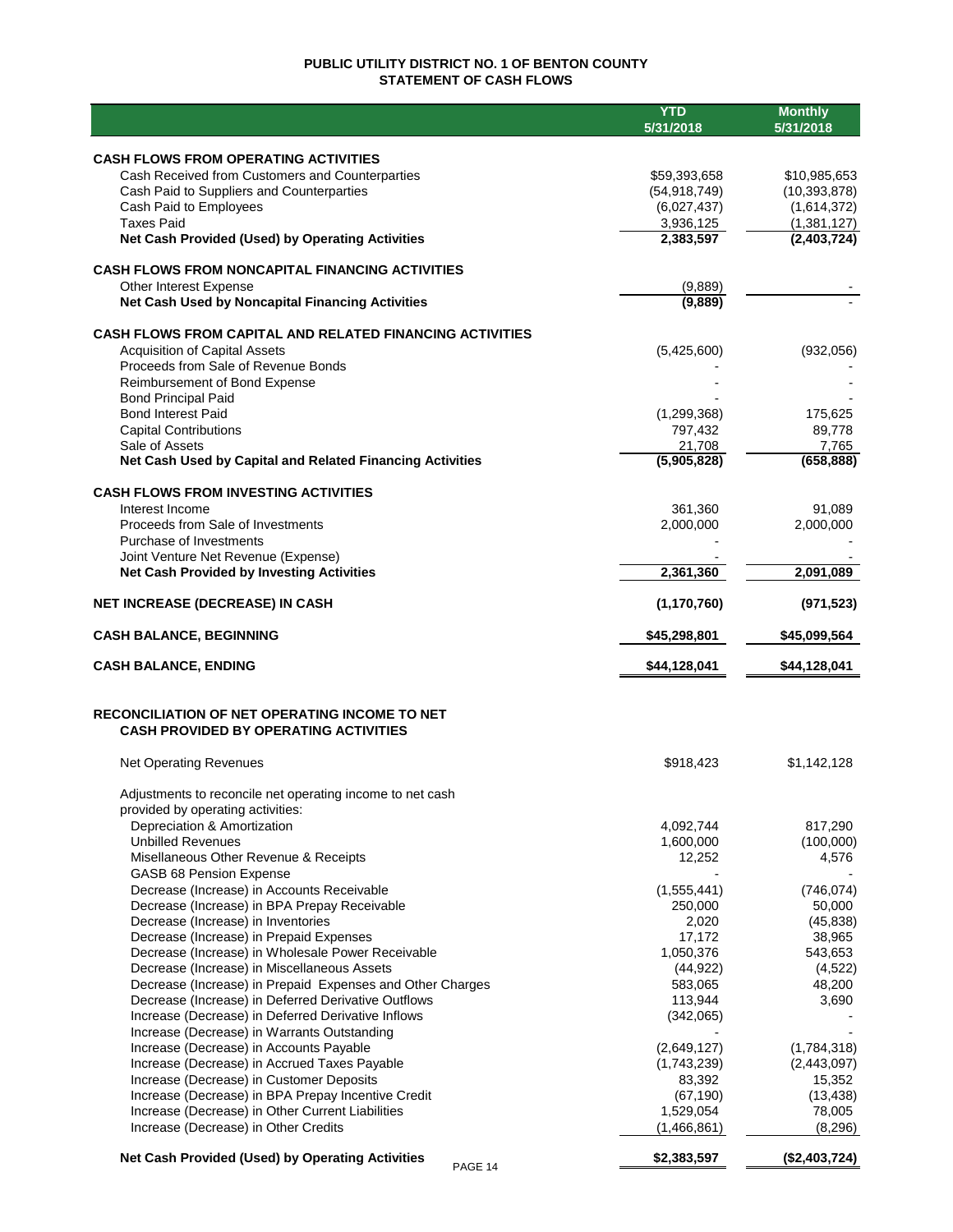# PUBLIC UTILITY DISTRICT NO. 1 OF BENTON COUNTY
## STATEMENT OF CASH FLOWS

| | YTD 5/31/2018 | Monthly 5/31/2018 |
|---|---|---|
| **CASH FLOWS FROM OPERATING ACTIVITIES** | | |
| Cash Received from Customers and Counterparties | $59,393,658 | $10,985,653 |
| Cash Paid to Suppliers and Counterparties | (54,918,749) | (10,393,878) |
| Cash Paid to Employees | (6,027,437) | (1,614,372) |
| Taxes Paid | 3,936,125 | (1,381,127) |
| **Net Cash Provided (Used) by Operating Activities** | **2,383,597** | **(2,403,724)** |
| **CASH FLOWS FROM NONCAPITAL FINANCING ACTIVITIES** | | |
| Other Interest Expense | (9,889) | - |
| **Net Cash Used by Noncapital Financing Activities** | **(9,889)** | - |
| **CASH FLOWS FROM CAPITAL AND RELATED FINANCING ACTIVITIES** | | |
| Acquisition of Capital Assets | (5,425,600) | (932,056) |
| Proceeds from Sale of Revenue Bonds | - | - |
| Reimbursement of Bond Expense | - | - |
| Bond Principal Paid | - | - |
| Bond Interest Paid | (1,299,368) | 175,625 |
| Capital Contributions | 797,432 | 89,778 |
| Sale of Assets | 21,708 | 7,765 |
| **Net Cash Used by Capital and Related Financing Activities** | **(5,905,828)** | **(658,888)** |
| **CASH FLOWS FROM INVESTING ACTIVITIES** | | |
| Interest Income | 361,360 | 91,089 |
| Proceeds from Sale of Investments | 2,000,000 | 2,000,000 |
| Purchase of Investments | - | - |
| Joint Venture Net Revenue (Expense) | - | - |
| **Net Cash Provided by Investing Activities** | **2,361,360** | **2,091,089** |
| **NET INCREASE (DECREASE) IN CASH** | **(1,170,760)** | **(971,523)** |
| **CASH BALANCE, BEGINNING** | **$45,298,801** | **$45,099,564** |
| **CASH BALANCE, ENDING** | **$44,128,041** | **$44,128,041** |

## RECONCILIATION OF NET OPERATING INCOME TO NET CASH PROVIDED BY OPERATING ACTIVITIES

| | YTD 5/31/2018 | Monthly 5/31/2018 |
|---|---|---|
| Net Operating Revenues | $918,423 | $1,142,128 |
| Adjustments to reconcile net operating income to net cash provided by operating activities: | | |
| Depreciation & Amortization | 4,092,744 | 817,290 |
| Unbilled Revenues | 1,600,000 | (100,000) |
| Misellaneous Other Revenue & Receipts | 12,252 | 4,576 |
| GASB 68 Pension Expense | - | - |
| Decrease (Increase) in Accounts Receivable | (1,555,441) | (746,074) |
| Decrease (Increase) in BPA Prepay Receivable | 250,000 | 50,000 |
| Decrease (Increase) in Inventories | 2,020 | (45,838) |
| Decrease (Increase) in Prepaid Expenses | 17,172 | 38,965 |
| Decrease (Increase) in Wholesale Power Receivable | 1,050,376 | 543,653 |
| Decrease (Increase) in Miscellaneous Assets | (44,922) | (4,522) |
| Decrease (Increase) in Prepaid Expenses and Other Charges | 583,065 | 48,200 |
| Decrease (Increase) in Deferred Derivative Outflows | 113,944 | 3,690 |
| Increase (Decrease) in Deferred Derivative Inflows | (342,065) | - |
| Increase (Decrease) in Warrants Outstanding | - | - |
| Increase (Decrease) in Accounts Payable | (2,649,127) | (1,784,318) |
| Increase (Decrease) in Accrued Taxes Payable | (1,743,239) | (2,443,097) |
| Increase (Decrease) in Customer Deposits | 83,392 | 15,352 |
| Increase (Decrease) in BPA Prepay Incentive Credit | (67,190) | (13,438) |
| Increase (Decrease) in Other Current Liabilities | 1,529,054 | 78,005 |
| Increase (Decrease) in Other Credits | (1,466,861) | (8,296) |
| **Net Cash Provided (Used) by Operating Activities** | **$2,383,597** | **($2,403,724)** |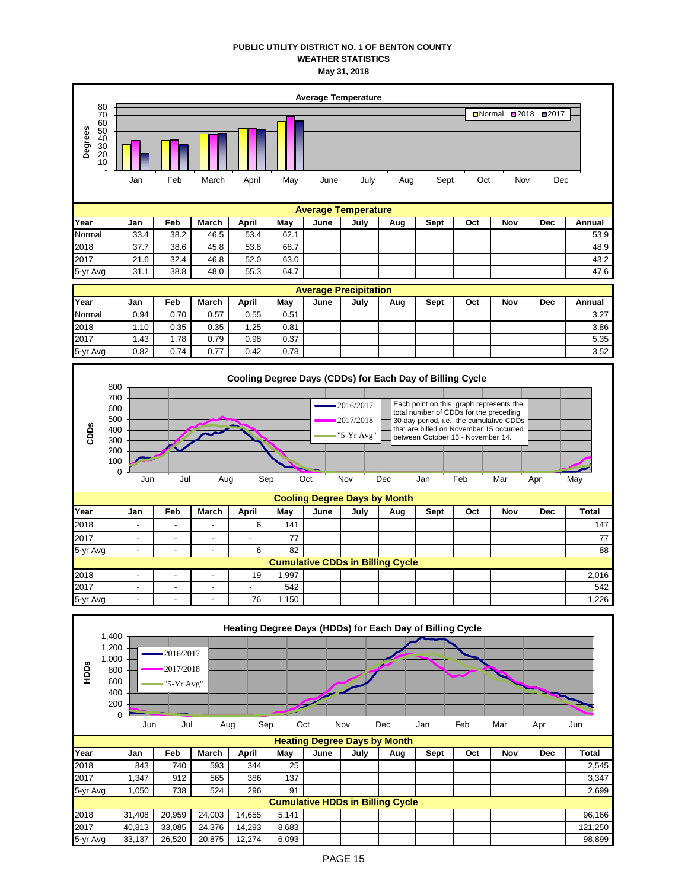**PUBLIC UTILITY DISTRICT NO. 1 OF BENTON COUNTY**
**WEATHER STATISTICS**
**May 31, 2018**

**Average Temperature**

| Year | Jan | Feb | March | April | May | June | July | Aug | Sept | Oct | Nov | Dec | Annual |
|---|---|---|---|---|---|---|---|---|---|---|---|---|---|
| Normal | 33.4 | 38.2 | 46.5 | 53.4 | 62.1 | | | | | | | | 53.9 |
| 2018 | 37.7 | 38.6 | 45.8 | 53.8 | 68.7 | | | | | | | | 48.9 |
| 2017 | 21.6 | 32.4 | 46.8 | 52.0 | 63.0 | | | | | | | | 43.2 |
| 5-yr Avg | 31.1 | 38.8 | 48.0 | 55.3 | 64.7 | | | | | | | | 47.6 |

**Average Precipitation**

| Year | Jan | Feb | March | April | May | June | July | Aug | Sept | Oct | Nov | Dec | Annual |
|---|---|---|---|---|---|---|---|---|---|---|---|---|---|
| Normal | 0.94 | 0.70 | 0.57 | 0.55 | 0.51 | | | | | | | | 3.27 |
| 2018 | 1.10 | 0.35 | 0.35 | 1.25 | 0.81 | | | | | | | | 3.86 |
| 2017 | 1.43 | 1.78 | 0.79 | 0.98 | 0.37 | | | | | | | | 5.35 |
| 5-yr Avg | 0.82 | 0.74 | 0.77 | 0.42 | 0.78 | | | | | | | | 3.52 |

**Cooling Degree Days (CDDs) for Each Day of Billing Cycle**

Each point on this graph represents the total number of CDDs for the preceding 30-day period, i.e., the cumulative CDDs that are billed on November 15 occurred between October 15 - November 14.

**Cooling Degree Days by Month**

| Year | Jan | Feb | March | April | May | June | July | Aug | Sept | Oct | Nov | Dec | Total |
|---|---|---|---|---|---|---|---|---|---|---|---|---|---|
| 2018 | - | - | - | 6 | 141 | | | | | | | | 147 |
| 2017 | - | - | - | - | 77 | | | | | | | | 77 |
| 5-yr Avg | - | - | - | 6 | 82 | | | | | | | | 88 |
| **Cumulative CDDs in Billing Cycle** | | | | | | | | | | | | | |
| 2018 | - | - | - | 19 | 1,997 | | | | | | | | 2,016 |
| 2017 | - | - | - | - | 542 | | | | | | | | 542 |
| 5-yr Avg | - | - | - | 76 | 1,150 | | | | | | | | 1,226 |

**Heating Degree Days (HDDs) for Each Day of Billing Cycle**

**Heating Degree Days by Month**

| Year | Jan | Feb | March | April | May | June | July | Aug | Sept | Oct | Nov | Dec | Total |
|---|---|---|---|---|---|---|---|---|---|---|---|---|---|
| 2018 | 843 | 740 | 593 | 344 | 25 | | | | | | | | 2,545 |
| 2017 | 1,347 | 912 | 565 | 386 | 137 | | | | | | | | 3,347 |
| 5-yr Avg | 1,050 | 738 | 524 | 296 | 91 | | | | | | | | 2,699 |
| **Cumulative HDDs in Billing Cycle** | | | | | | | | | | | | | |
| 2018 | 31,408 | 20,959 | 24,003 | 14,655 | 5,141 | | | | | | | | 96,166 |
| 2017 | 40,813 | 33,085 | 24,376 | 14,293 | 8,683 | | | | | | | | 121,250 |
| 5-yr Avg | 33,137 | 26,520 | 20,875 | 12,274 | 6,093 | | | | | | | | 98,899 |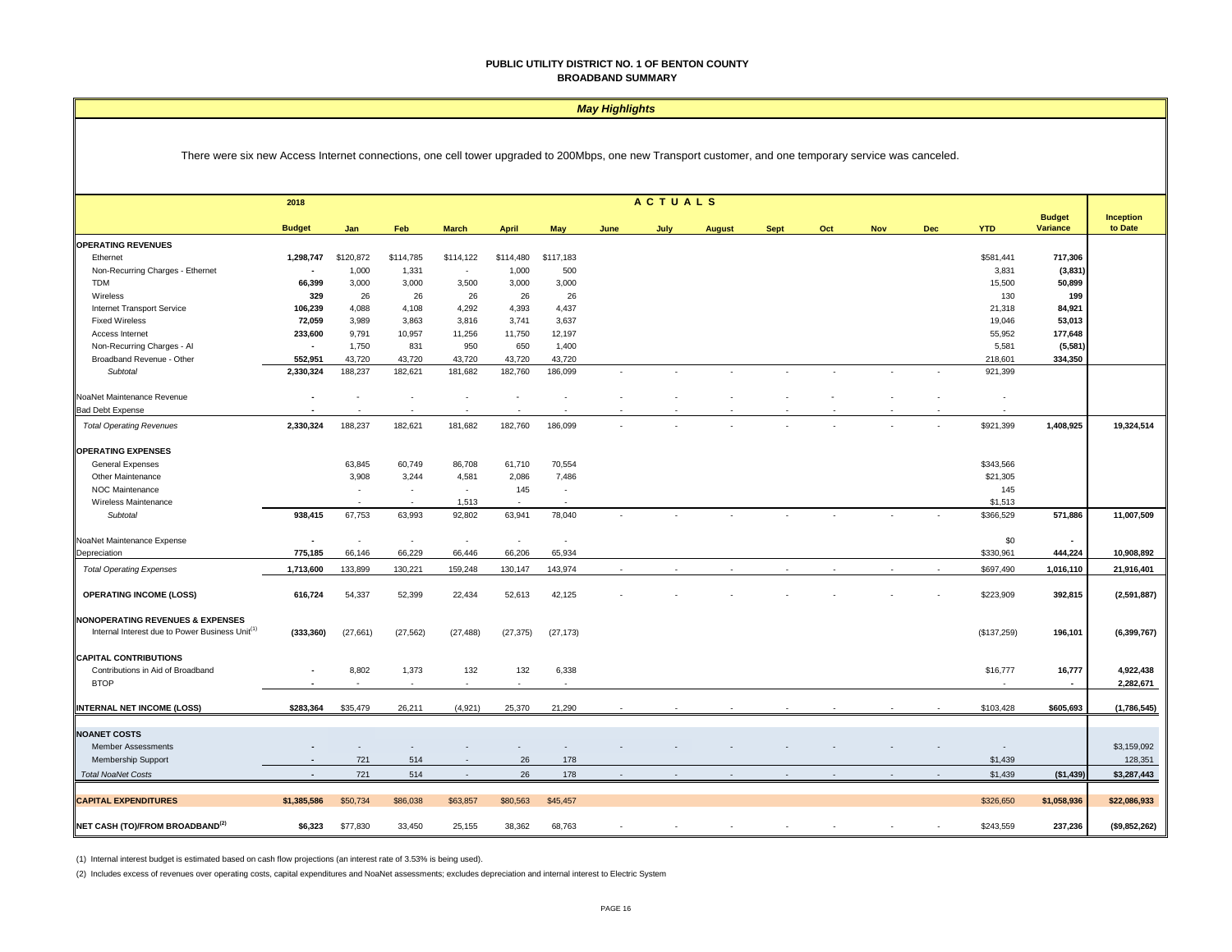# PUBLIC UTILITY DISTRICT NO. 1 OF BENTON COUNTY
## BROADBAND SUMMARY

### *May Highlights*

There were six new Access Internet connections, one cell tower upgraded to 200Mbps, one new Transport customer, and one temporary service was canceled.

| | 2018 Budget | Jan | Feb | March | April | May | June | July | August | Sept | Oct | Nov | Dec | YTD | Budget Variance | Inception to Date |
|---|---|---|---|---|---|---|---|---|---|---|---|---|---|---|---|---|
| **OPERATING REVENUES** | | | | | | | | | | | | | | | | |
| Ethernet | **1,298,747** | $120,872 | $114,785 | $114,122 | $114,480 | $117,183 | | | | | | | | $581,441 | **717,306** | |
| Non-Recurring Charges - Ethernet | **-** | 1,000 | 1,331 | - | 1,000 | 500 | | | | | | | | 3,831 | **(3,831)** | |
| TDM | **66,399** | 3,000 | 3,000 | 3,500 | 3,000 | 3,000 | | | | | | | | 15,500 | **50,899** | |
| Wireless | **329** | 26 | 26 | 26 | 26 | 26 | | | | | | | | 130 | **199** | |
| Internet Transport Service | **106,239** | 4,088 | 4,108 | 4,292 | 4,393 | 4,437 | | | | | | | | 21,318 | **84,921** | |
| Fixed Wireless | **72,059** | 3,989 | 3,863 | 3,816 | 3,741 | 3,637 | | | | | | | | 19,046 | **53,013** | |
| Access Internet | **233,600** | 9,791 | 10,957 | 11,256 | 11,750 | 12,197 | | | | | | | | 55,952 | **177,648** | |
| Non-Recurring Charges - AI | **-** | 1,750 | 831 | 950 | 650 | 1,400 | | | | | | | | 5,581 | **(5,581)** | |
| Broadband Revenue - Other | **552,951** | 43,720 | 43,720 | 43,720 | 43,720 | 43,720 | | | | | | | | 218,601 | **334,350** | |
| *Subtotal* | **2,330,324** | 188,237 | 182,621 | 181,682 | 182,760 | 186,099 | - | - | - | - | - | - | - | 921,399 | | |
| NoaNet Maintenance Revenue | **-** | - | - | - | - | - | - | - | - | - | - | - | - | - | | |
| Bad Debt Expense | **-** | - | - | - | - | - | - | - | - | - | - | - | - | - | | |
| *Total Operating Revenues* | **2,330,324** | 188,237 | 182,621 | 181,682 | 182,760 | 186,099 | - | - | - | - | - | - | - | $921,399 | **1,408,925** | **19,324,514** |
| **OPERATING EXPENSES** | | | | | | | | | | | | | | | | |
| General Expenses | | 63,845 | 60,749 | 86,708 | 61,710 | 70,554 | | | | | | | | $343,566 | | |
| Other Maintenance | | 3,908 | 3,244 | 4,581 | 2,086 | 7,486 | | | | | | | | $21,305 | | |
| NOC Maintenance | | - | - | - | 145 | - | | | | | | | | 145 | | |
| Wireless Maintenance | | - | - | 1,513 | - | - | | | | | | | | $1,513 | | |
| *Subtotal* | **938,415** | 67,753 | 63,993 | 92,802 | 63,941 | 78,040 | - | - | - | - | - | - | - | $366,529 | **571,886** | **11,007,509** |
| NoaNet Maintenance Expense | **-** | - | - | - | - | - | | | | | | | | $0 | **-** | |
| Depreciation | **775,185** | 66,146 | 66,229 | 66,446 | 66,206 | 65,934 | | | | | | | | $330,961 | **444,224** | **10,908,892** |
| *Total Operating Expenses* | **1,713,600** | 133,899 | 130,221 | 159,248 | 130,147 | 143,974 | - | - | - | - | - | - | - | $697,490 | **1,016,110** | **21,916,401** |
| **OPERATING INCOME (LOSS)** | **616,724** | 54,337 | 52,399 | 22,434 | 52,613 | 42,125 | - | - | - | - | - | - | - | $223,909 | **392,815** | **(2,591,887)** |
| **NONOPERATING REVENUES & EXPENSES** | | | | | | | | | | | | | | | | |
| Internal Interest due to Power Business Unit[1] | **(333,360)** | (27,661) | (27,562) | (27,488) | (27,375) | (27,173) | | | | | | | | ($137,259) | **196,101** | **(6,399,767)** |
| **CAPITAL CONTRIBUTIONS** | | | | | | | | | | | | | | | | |
| Contributions in Aid of Broadband | **-** | 8,802 | 1,373 | 132 | 132 | 6,338 | | | | | | | | $16,777 | **16,777** | **4,922,438** |
| BTOP | **-** | - | - | - | - | - | | | | | | | | - | **-** | **2,282,671** |
| **INTERNAL NET INCOME (LOSS)** | **$283,364** | $35,479 | 26,211 | (4,921) | 25,370 | 21,290 | - | - | - | - | - | - | - | $103,428 | **$605,693** | **(1,786,545)** |
| **NOANET COSTS** | | | | | | | | | | | | | | | | |
| Member Assessments | **-** | - | - | - | - | - | - | - | - | - | - | - | - | - | | $3,159,092 |
| Membership Support | **-** | 721 | 514 | - | 26 | 178 | | | | | | | | $1,439 | | 128,351 |
| *Total NoaNet Costs* | **-** | 721 | 514 | - | 26 | 178 | - | - | - | - | - | - | - | $1,439 | **($1,439)** | **$3,287,443** |
| **CAPITAL EXPENDITURES** | **$1,385,586** | $50,734 | $86,038 | $63,857 | $80,563 | $45,457 | | | | | | | | $326,650 | **$1,058,936** | **$22,086,933** |
| **NET CASH (TO)/FROM BROADBAND[2]** | **$6,323** | $77,830 | 33,450 | 25,155 | 38,362 | 68,763 | - | - | - | - | - | - | - | $243,559 | **237,236** | **($9,852,262)** |

(1) Internal interest budget is estimated based on cash flow projections (an interest rate of 3.53% is being used).

(2) Includes excess of revenues over operating costs, capital expenditures and NoaNet assessments; excludes depreciation and internal interest to Electric System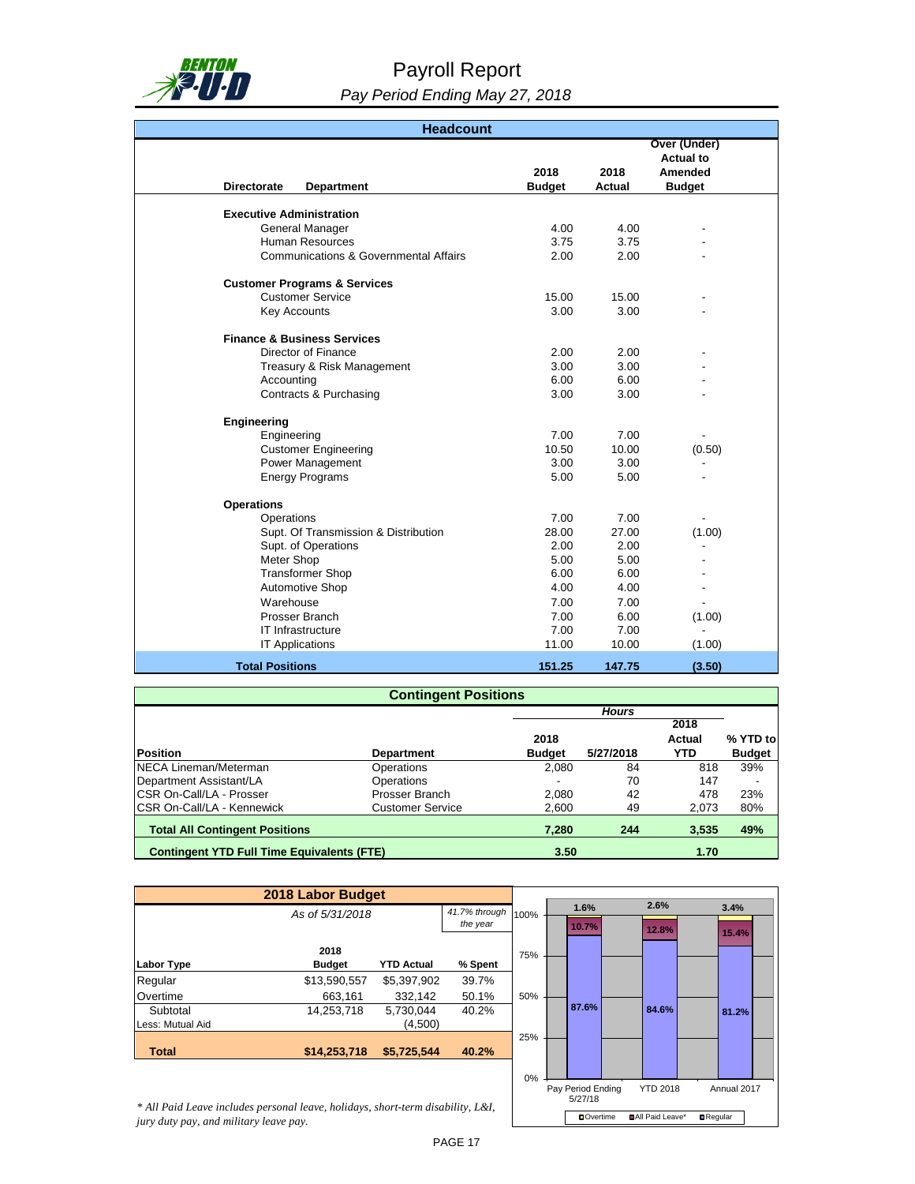# Payroll Report

*Pay Period Ending May 27, 2018*

| Headcount | | | | |
|---|---|---|---|---|
| **Directorate** | **Department** | **2018 Budget** | **2018 Actual** | **Over (Under) Actual to Amended Budget** |
| **Executive Administration** | | | | |
| | General Manager | 4.00 | 4.00 | - |
| | Human Resources | 3.75 | 3.75 | - |
| | Communications & Governmental Affairs | 2.00 | 2.00 | - |
| **Customer Programs & Services** | | | | |
| | Customer Service | 15.00 | 15.00 | - |
| | Key Accounts | 3.00 | 3.00 | - |
| **Finance & Business Services** | | | | |
| | Director of Finance | 2.00 | 2.00 | - |
| | Treasury & Risk Management | 3.00 | 3.00 | - |
| | Accounting | 6.00 | 6.00 | - |
| | Contracts & Purchasing | 3.00 | 3.00 | - |
| **Engineering** | | | | |
| | Engineering | 7.00 | 7.00 | - |
| | Customer Engineering | 10.50 | 10.00 | (0.50) |
| | Power Management | 3.00 | 3.00 | - |
| | Energy Programs | 5.00 | 5.00 | - |
| **Operations** | | | | |
| | Operations | 7.00 | 7.00 | - |
| | Supt. Of Transmission & Distribution | 28.00 | 27.00 | (1.00) |
| | Supt. of Operations | 2.00 | 2.00 | - |
| | Meter Shop | 5.00 | 5.00 | - |
| | Transformer Shop | 6.00 | 6.00 | - |
| | Automotive Shop | 4.00 | 4.00 | - |
| | Warehouse | 7.00 | 7.00 | - |
| | Prosser Branch | 7.00 | 6.00 | (1.00) |
| | IT Infrastructure | 7.00 | 7.00 | - |
| | IT Applications | 11.00 | 10.00 | (1.00) |
| **Total Positions** | | **151.25** | **147.75** | **(3.50)** |

| Contingent Positions | | | | | |
|---|---|---|---|---|---|
| | | *Hours* | | | |
| **Position** | **Department** | **2018 Budget** | **5/27/2018** | **2018 Actual YTD** | **% YTD to Budget** |
| NECA Lineman/Meterman | Operations | 2,080 | 84 | 818 | 39% |
| Department Assistant/LA | Operations | - | 70 | 147 | - |
| CSR On-Call/LA - Prosser | Prosser Branch | 2,080 | 42 | 478 | 23% |
| CSR On-Call/LA - Kennewick | Customer Service | 2,600 | 49 | 2,073 | 80% |
| **Total All Contingent Positions** | | **7,280** | **244** | **3,535** | **49%** |
| **Contingent YTD Full Time Equivalents (FTE)** | | **3.50** | | **1.70** | |

| 2018 Labor Budget | | | |
|---|---|---|---|
| | *As of 5/31/2018* | | *41.7% through the year* |
| **Labor Type** | **2018 Budget** | **YTD Actual** | **% Spent** |
| Regular | $13,590,557 | $5,397,902 | 39.7% |
| Overtime | 663,161 | 332,142 | 50.1% |
| Subtotal | 14,253,718 | 5,730,044 | 40.2% |
| Less: Mutual Aid | | (4,500) | |
| **Total** | **$14,253,718** | **$5,725,544** | **40.2%** |

100%
75%
50%
25%
0%

Pay Period Ending 5/27/18: 1.6%, 10.7%, 87.6%
YTD 2018: 2.6%, 12.8%, 84.6%
Annual 2017: 3.4%, 15.4%, 81.2%

Overtime, All Paid Leave*, Regular

*\* All Paid Leave includes personal leave, holidays, short-term disability, L&I, jury duty pay, and military leave pay.*